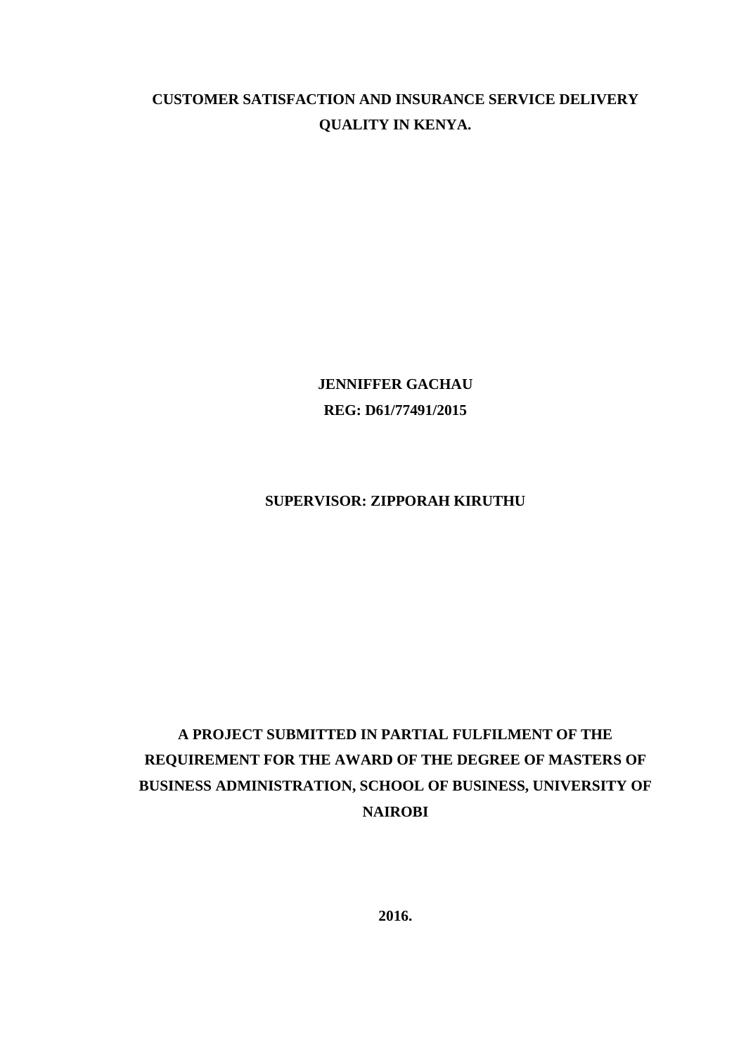# CUSTOMER SATISFACTION AND INSURANCE SERVICE DELIVERY QUALITY IN KENYA.

**JENNIFFER GACHAU**

**REG: D61/77491/2015**

**SUPERVISOR: ZIPPORAH KIRUTHU**

**A PROJECT SUBMITTED IN PARTIAL FULFILMENT OF THE REQUIREMENT FOR THE AWARD OF THE DEGREE OF MASTERS OF BUSINESS ADMINISTRATION, SCHOOL OF BUSINESS, UNIVERSITY OF NAIROBI**

**2016.**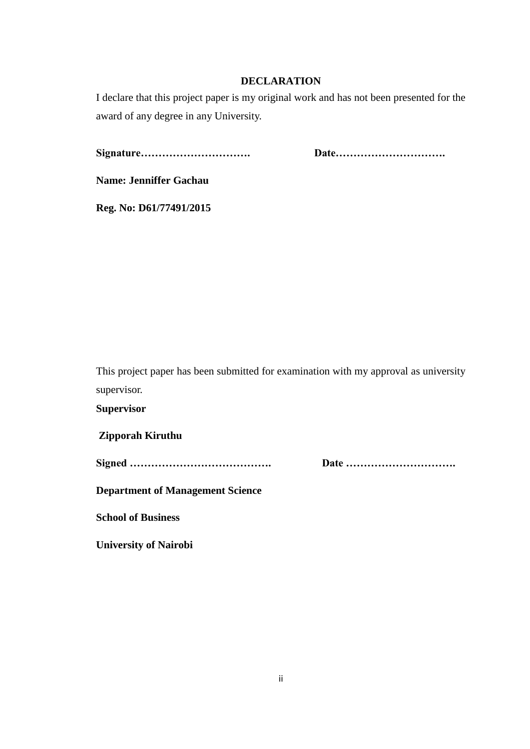# DECLARATION

I declare that this project paper is my original work and has not been presented for the award of any degree in any University.

**Signature………………………….                Date………………………….**

**Name: Jenniffer Gachau**

**Reg. No: D61/77491/2015**

This project paper has been submitted for examination with my approval as university supervisor.

**Supervisor**

**Zipporah Kiruthu**

**Signed ………………………………….                Date ………………………….**

**Department of Management Science**

**School of Business**

**University of Nairobi**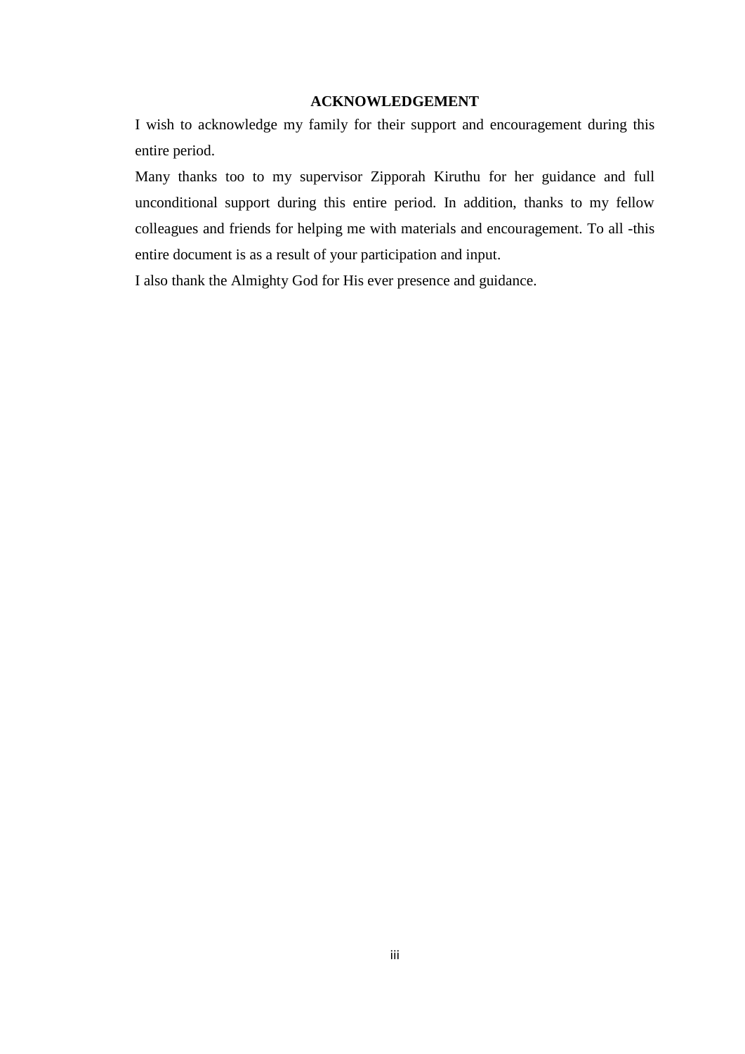# ACKNOWLEDGEMENT

I wish to acknowledge my family for their support and encouragement during this entire period.

Many thanks too to my supervisor Zipporah Kiruthu for her guidance and full unconditional support during this entire period. In addition, thanks to my fellow colleagues and friends for helping me with materials and encouragement. To all -this entire document is as a result of your participation and input.

I also thank the Almighty God for His ever presence and guidance.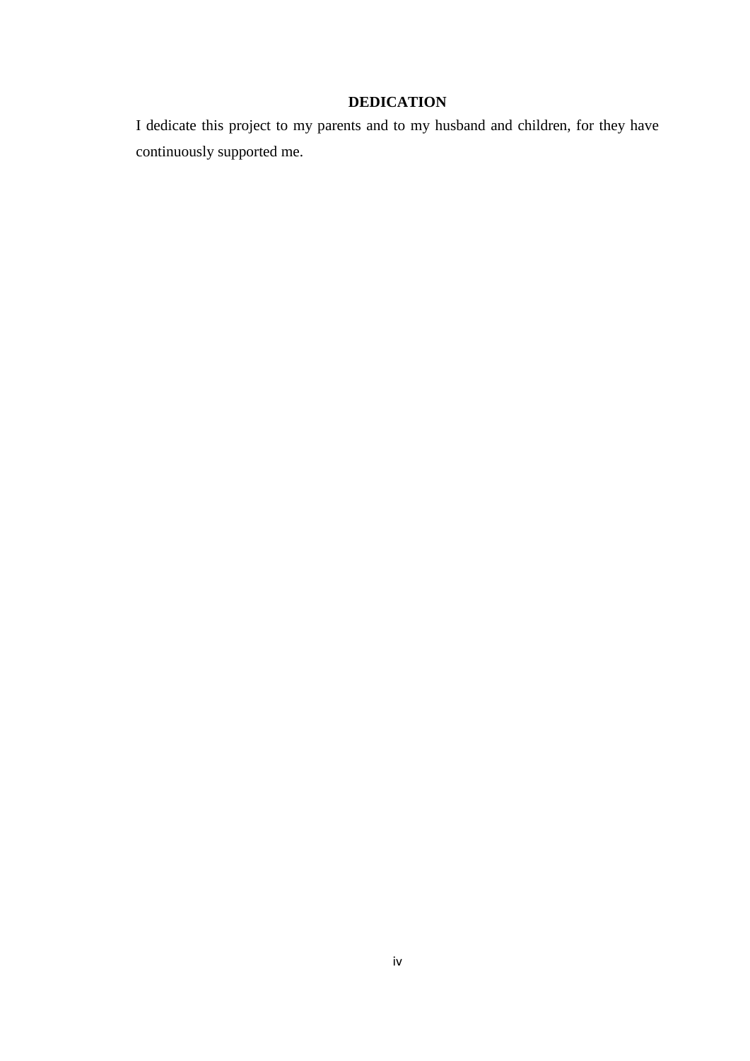# DEDICATION

I dedicate this project to my parents and to my husband and children, for they have continuously supported me.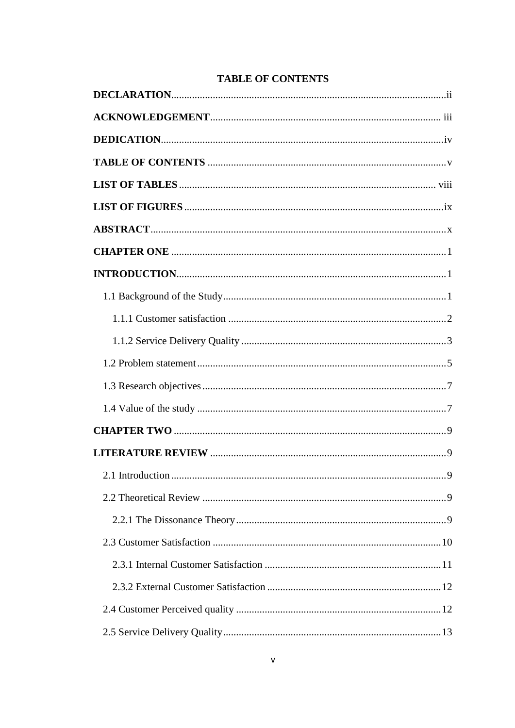# TABLE OF CONTENTS

**DECLARATION**......ii

**ACKNOWLEDGEMENT**...... iii

**DEDICATION**......iv

**TABLE OF CONTENTS** ......v

**LIST OF TABLES**...... viii

**LIST OF FIGURES**......ix

**ABSTRACT**......x

**CHAPTER ONE** ......1

**INTRODUCTION**......1

- 1.1 Background of the Study......1
  - 1.1.1 Customer satisfaction ......2
  - 1.1.2 Service Delivery Quality ......3
- 1.2 Problem statement......5
- 1.3 Research objectives......7
- 1.4 Value of the study ......7

**CHAPTER TWO** ......9

**LITERATURE REVIEW** ......9

- 2.1 Introduction......9
- 2.2 Theoretical Review ......9
  - 2.2.1 The Dissonance Theory......9
- 2.3 Customer Satisfaction ......10
  - 2.3.1 Internal Customer Satisfaction ......11
  - 2.3.2 External Customer Satisfaction ......12
- 2.4 Customer Perceived quality ......12
- 2.5 Service Delivery Quality......13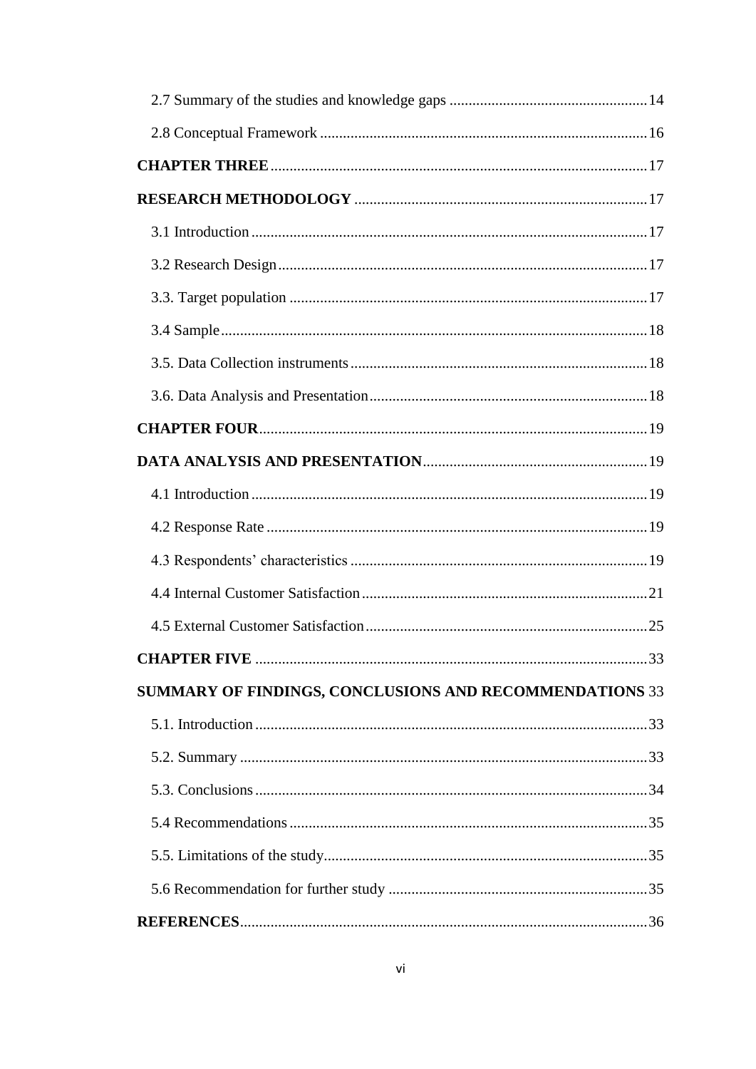2.7 Summary of the studies and knowledge gaps ..................................................... 14

2.8 Conceptual Framework ..................................................................................... 16

**CHAPTER THREE** .................................................................................................. 17

**RESEARCH METHODOLOGY** ............................................................................ 17

3.1 Introduction ....................................................................................................... 17

3.2 Research Design ................................................................................................ 17

3.3. Target population ............................................................................................. 17

3.4 Sample ............................................................................................................... 18

3.5. Data Collection instruments ............................................................................. 18

3.6. Data Analysis and Presentation ......................................................................... 18

**CHAPTER FOUR** ..................................................................................................... 19

**DATA ANALYSIS AND PRESENTATION** .......................................................... 19

4.1 Introduction ....................................................................................................... 19

4.2 Response Rate ................................................................................................... 19

4.3 Respondents' characteristics ............................................................................. 19

4.4 Internal Customer Satisfaction ........................................................................... 21

4.5 External Customer Satisfaction .......................................................................... 25

**CHAPTER FIVE** ...................................................................................................... 33

**SUMMARY OF FINDINGS, CONCLUSIONS AND RECOMMENDATIONS** 33

5.1. Introduction ...................................................................................................... 33

5.2. Summary .......................................................................................................... 33

5.3. Conclusions ...................................................................................................... 34

5.4 Recommendations ............................................................................................. 35

5.5. Limitations of the study ..................................................................................... 35

5.6 Recommendation for further study .................................................................... 35

**REFERENCES** .......................................................................................................... 36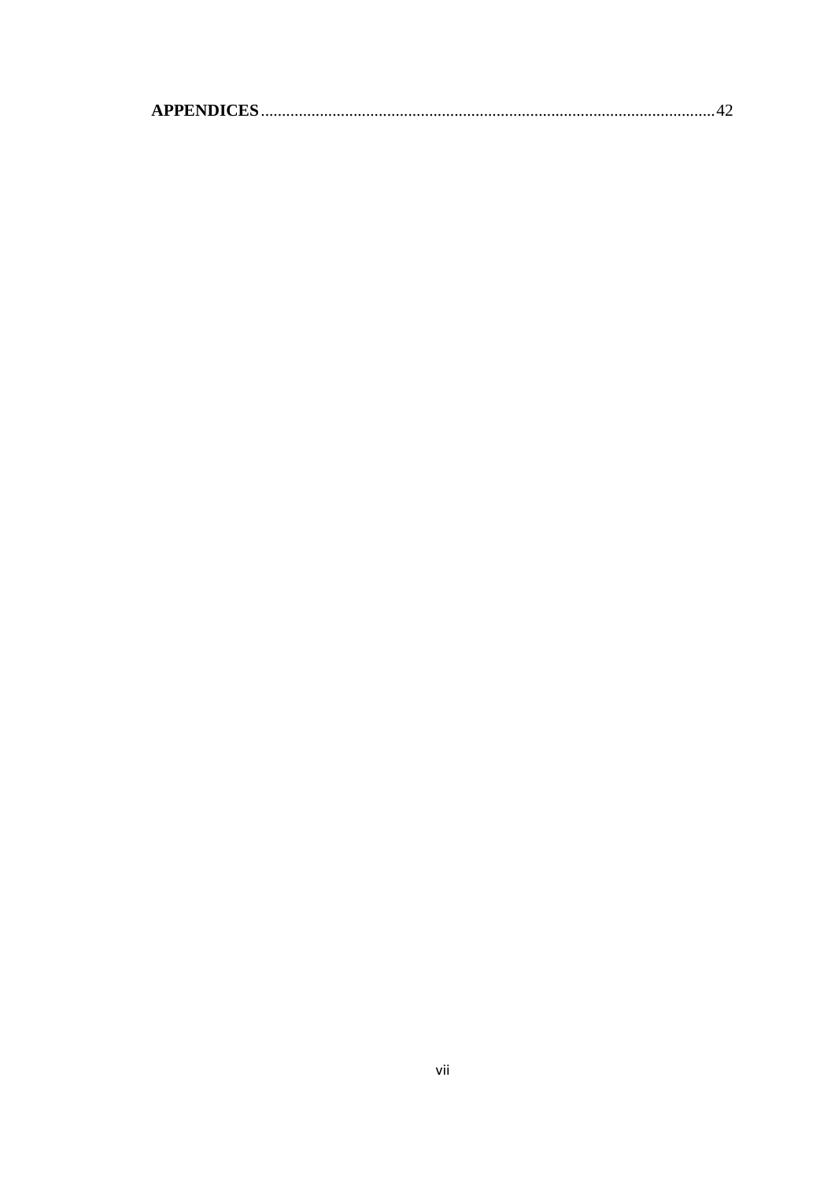**APPENDICES**............................................................................................................42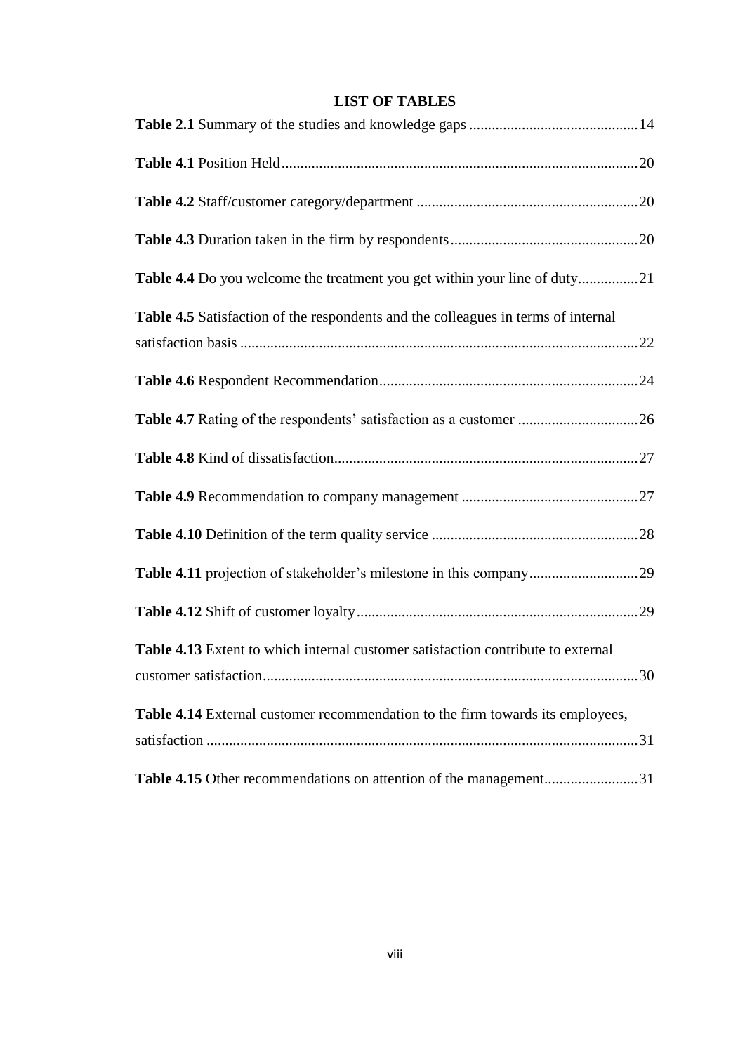## LIST OF TABLES

**Table 2.1** Summary of the studies and knowledge gaps ............................................14

**Table 4.1** Position Held..............................................................................................20

**Table 4.2** Staff/customer category/department ..........................................................20

**Table 4.3** Duration taken in the firm by respondents..................................................20

**Table 4.4** Do you welcome the treatment you get within your line of duty................21

**Table 4.5** Satisfaction of the respondents and the colleagues in terms of internal satisfaction basis ..........................................................................................................22

**Table 4.6** Respondent Recommendation....................................................................24

**Table 4.7** Rating of the respondents' satisfaction as a customer ................................26

**Table 4.8** Kind of dissatisfaction.................................................................................27

**Table 4.9** Recommendation to company management ...............................................27

**Table 4.10** Definition of the term quality service .......................................................28

**Table 4.11** projection of stakeholder's milestone in this company.............................29

**Table 4.12** Shift of customer loyalty...........................................................................29

**Table 4.13** Extent to which internal customer satisfaction contribute to external customer satisfaction....................................................................................................30

**Table 4.14** External customer recommendation to the firm towards its employees, satisfaction ..................................................................................................................31

**Table 4.15** Other recommendations on attention of the management.........................31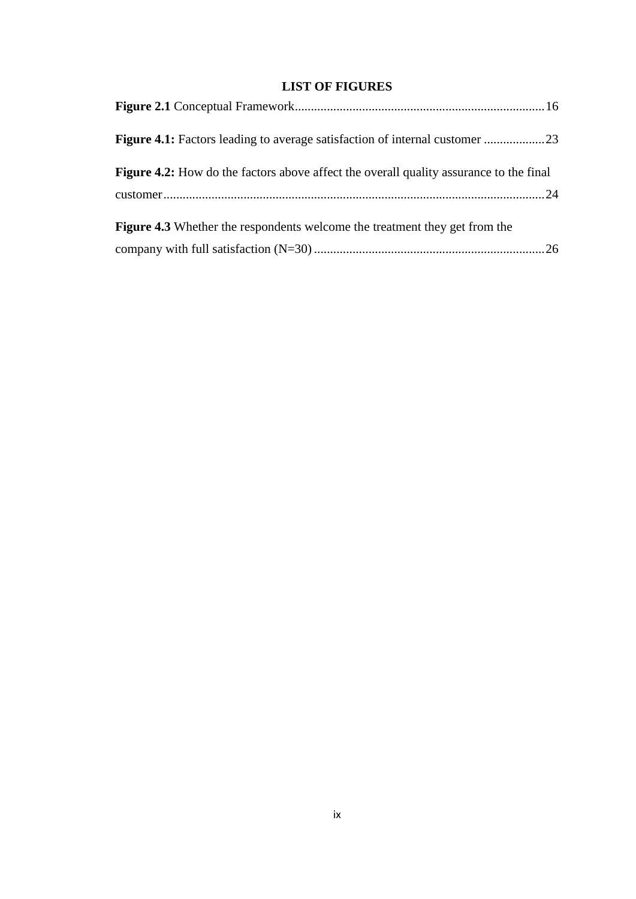## LIST OF FIGURES

**Figure 2.1** Conceptual Framework.............................................................................16

**Figure 4.1:** Factors leading to average satisfaction of internal customer ...................23

**Figure 4.2:** How do the factors above affect the overall quality assurance to the final customer.......................................................................................................................24

**Figure 4.3** Whether the respondents welcome the treatment they get from the company with full satisfaction (N=30) ........................................................................26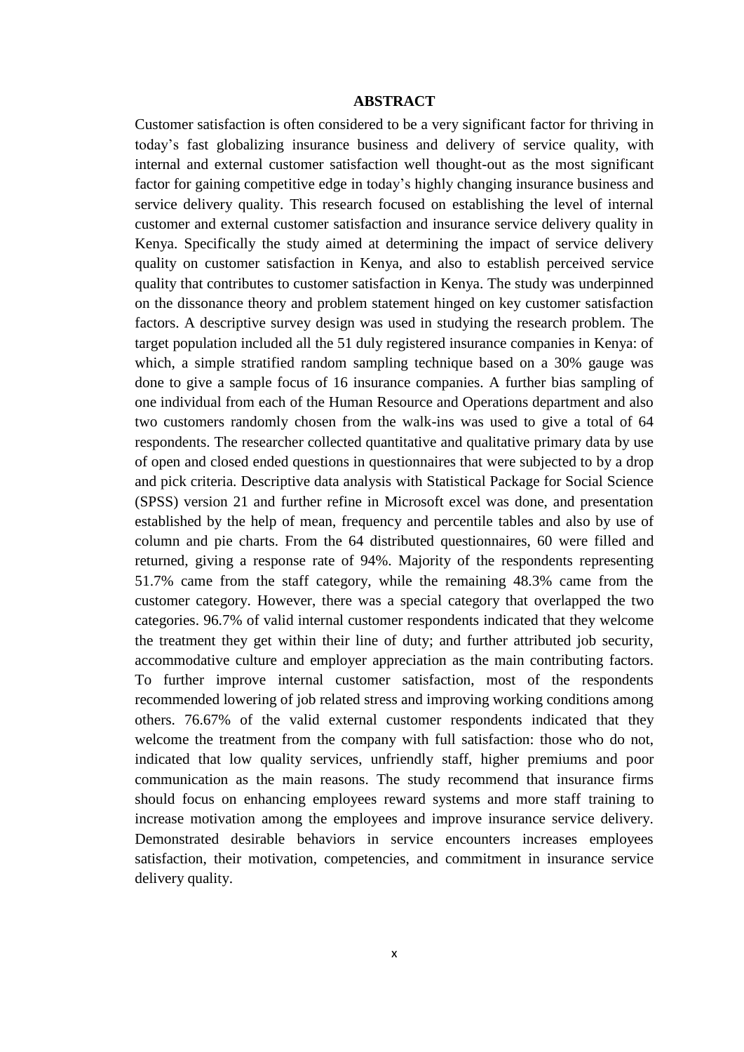# ABSTRACT

Customer satisfaction is often considered to be a very significant factor for thriving in today's fast globalizing insurance business and delivery of service quality, with internal and external customer satisfaction well thought-out as the most significant factor for gaining competitive edge in today's highly changing insurance business and service delivery quality. This research focused on establishing the level of internal customer and external customer satisfaction and insurance service delivery quality in Kenya. Specifically the study aimed at determining the impact of service delivery quality on customer satisfaction in Kenya, and also to establish perceived service quality that contributes to customer satisfaction in Kenya. The study was underpinned on the dissonance theory and problem statement hinged on key customer satisfaction factors. A descriptive survey design was used in studying the research problem. The target population included all the 51 duly registered insurance companies in Kenya: of which, a simple stratified random sampling technique based on a 30% gauge was done to give a sample focus of 16 insurance companies. A further bias sampling of one individual from each of the Human Resource and Operations department and also two customers randomly chosen from the walk-ins was used to give a total of 64 respondents. The researcher collected quantitative and qualitative primary data by use of open and closed ended questions in questionnaires that were subjected to by a drop and pick criteria. Descriptive data analysis with Statistical Package for Social Science (SPSS) version 21 and further refine in Microsoft excel was done, and presentation established by the help of mean, frequency and percentile tables and also by use of column and pie charts. From the 64 distributed questionnaires, 60 were filled and returned, giving a response rate of 94%. Majority of the respondents representing 51.7% came from the staff category, while the remaining 48.3% came from the customer category. However, there was a special category that overlapped the two categories. 96.7% of valid internal customer respondents indicated that they welcome the treatment they get within their line of duty; and further attributed job security, accommodative culture and employer appreciation as the main contributing factors. To further improve internal customer satisfaction, most of the respondents recommended lowering of job related stress and improving working conditions among others. 76.67% of the valid external customer respondents indicated that they welcome the treatment from the company with full satisfaction: those who do not, indicated that low quality services, unfriendly staff, higher premiums and poor communication as the main reasons. The study recommend that insurance firms should focus on enhancing employees reward systems and more staff training to increase motivation among the employees and improve insurance service delivery. Demonstrated desirable behaviors in service encounters increases employees satisfaction, their motivation, competencies, and commitment in insurance service delivery quality.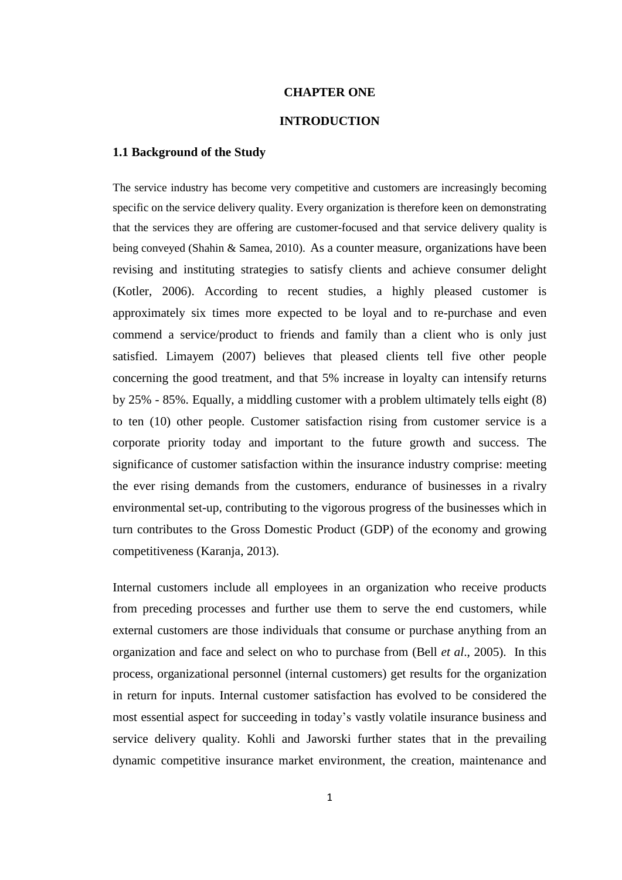# CHAPTER ONE

# INTRODUCTION

## 1.1 Background of the Study

The service industry has become very competitive and customers are increasingly becoming specific on the service delivery quality. Every organization is therefore keen on demonstrating that the services they are offering are customer-focused and that service delivery quality is being conveyed (Shahin & Samea, 2010). As a counter measure, organizations have been revising and instituting strategies to satisfy clients and achieve consumer delight (Kotler, 2006). According to recent studies, a highly pleased customer is approximately six times more expected to be loyal and to re-purchase and even commend a service/product to friends and family than a client who is only just satisfied. Limayem (2007) believes that pleased clients tell five other people concerning the good treatment, and that 5% increase in loyalty can intensify returns by 25% - 85%. Equally, a middling customer with a problem ultimately tells eight (8) to ten (10) other people. Customer satisfaction rising from customer service is a corporate priority today and important to the future growth and success. The significance of customer satisfaction within the insurance industry comprise: meeting the ever rising demands from the customers, endurance of businesses in a rivalry environmental set-up, contributing to the vigorous progress of the businesses which in turn contributes to the Gross Domestic Product (GDP) of the economy and growing competitiveness (Karanja, 2013).

Internal customers include all employees in an organization who receive products from preceding processes and further use them to serve the end customers, while external customers are those individuals that consume or purchase anything from an organization and face and select on who to purchase from (Bell *et al*., 2005). In this process, organizational personnel (internal customers) get results for the organization in return for inputs. Internal customer satisfaction has evolved to be considered the most essential aspect for succeeding in today's vastly volatile insurance business and service delivery quality. Kohli and Jaworski further states that in the prevailing dynamic competitive insurance market environment, the creation, maintenance and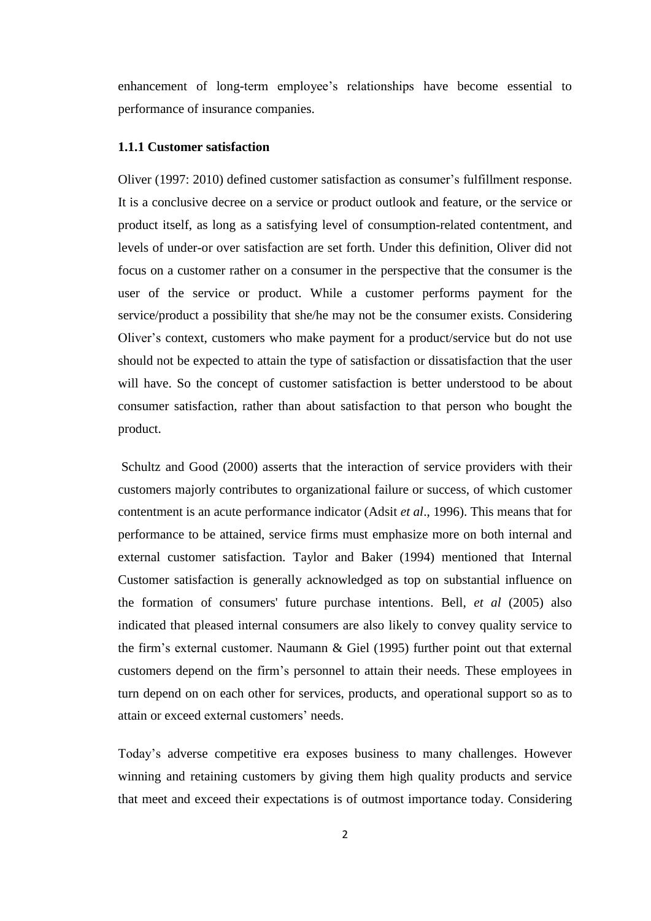enhancement of long-term employee's relationships have become essential to performance of insurance companies.

### 1.1.1 Customer satisfaction

Oliver (1997: 2010) defined customer satisfaction as consumer's fulfillment response. It is a conclusive decree on a service or product outlook and feature, or the service or product itself, as long as a satisfying level of consumption-related contentment, and levels of under-or over satisfaction are set forth. Under this definition, Oliver did not focus on a customer rather on a consumer in the perspective that the consumer is the user of the service or product. While a customer performs payment for the service/product a possibility that she/he may not be the consumer exists. Considering Oliver's context, customers who make payment for a product/service but do not use should not be expected to attain the type of satisfaction or dissatisfaction that the user will have. So the concept of customer satisfaction is better understood to be about consumer satisfaction, rather than about satisfaction to that person who bought the product.

Schultz and Good (2000) asserts that the interaction of service providers with their customers majorly contributes to organizational failure or success, of which customer contentment is an acute performance indicator (Adsit *et al*., 1996). This means that for performance to be attained, service firms must emphasize more on both internal and external customer satisfaction. Taylor and Baker (1994) mentioned that Internal Customer satisfaction is generally acknowledged as top on substantial influence on the formation of consumers' future purchase intentions. Bell, *et al* (2005) also indicated that pleased internal consumers are also likely to convey quality service to the firm's external customer. Naumann & Giel (1995) further point out that external customers depend on the firm's personnel to attain their needs. These employees in turn depend on on each other for services, products, and operational support so as to attain or exceed external customers' needs.

Today's adverse competitive era exposes business to many challenges. However winning and retaining customers by giving them high quality products and service that meet and exceed their expectations is of outmost importance today. Considering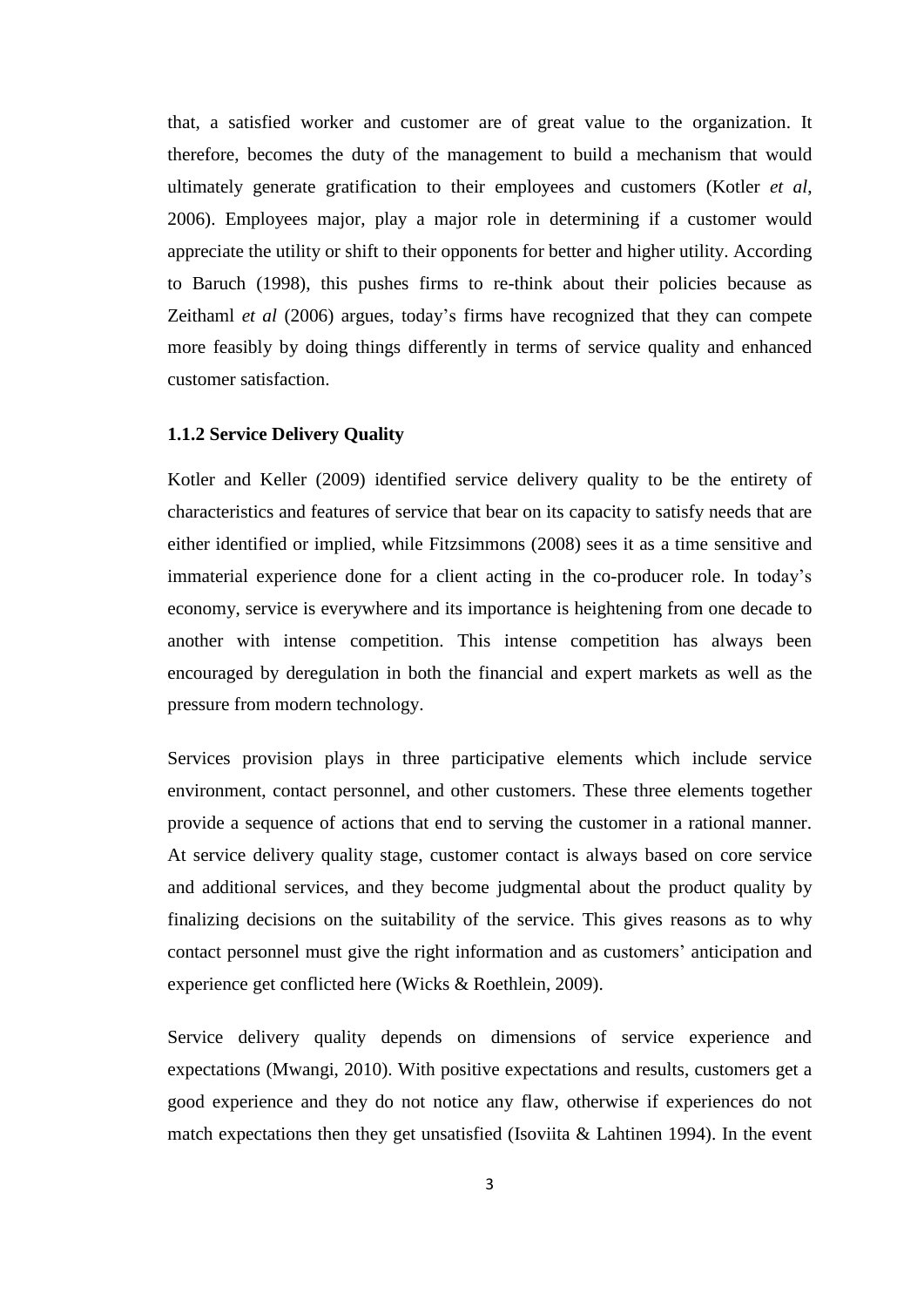that, a satisfied worker and customer are of great value to the organization. It therefore, becomes the duty of the management to build a mechanism that would ultimately generate gratification to their employees and customers (Kotler *et al*, 2006). Employees major, play a major role in determining if a customer would appreciate the utility or shift to their opponents for better and higher utility. According to Baruch (1998), this pushes firms to re-think about their policies because as Zeithaml *et al* (2006) argues, today's firms have recognized that they can compete more feasibly by doing things differently in terms of service quality and enhanced customer satisfaction.

### 1.1.2 Service Delivery Quality

Kotler and Keller (2009) identified service delivery quality to be the entirety of characteristics and features of service that bear on its capacity to satisfy needs that are either identified or implied, while Fitzsimmons (2008) sees it as a time sensitive and immaterial experience done for a client acting in the co-producer role. In today's economy, service is everywhere and its importance is heightening from one decade to another with intense competition. This intense competition has always been encouraged by deregulation in both the financial and expert markets as well as the pressure from modern technology.

Services provision plays in three participative elements which include service environment, contact personnel, and other customers. These three elements together provide a sequence of actions that end to serving the customer in a rational manner. At service delivery quality stage, customer contact is always based on core service and additional services, and they become judgmental about the product quality by finalizing decisions on the suitability of the service. This gives reasons as to why contact personnel must give the right information and as customers' anticipation and experience get conflicted here (Wicks & Roethlein, 2009).

Service delivery quality depends on dimensions of service experience and expectations (Mwangi, 2010). With positive expectations and results, customers get a good experience and they do not notice any flaw, otherwise if experiences do not match expectations then they get unsatisfied (Isoviita & Lahtinen 1994). In the event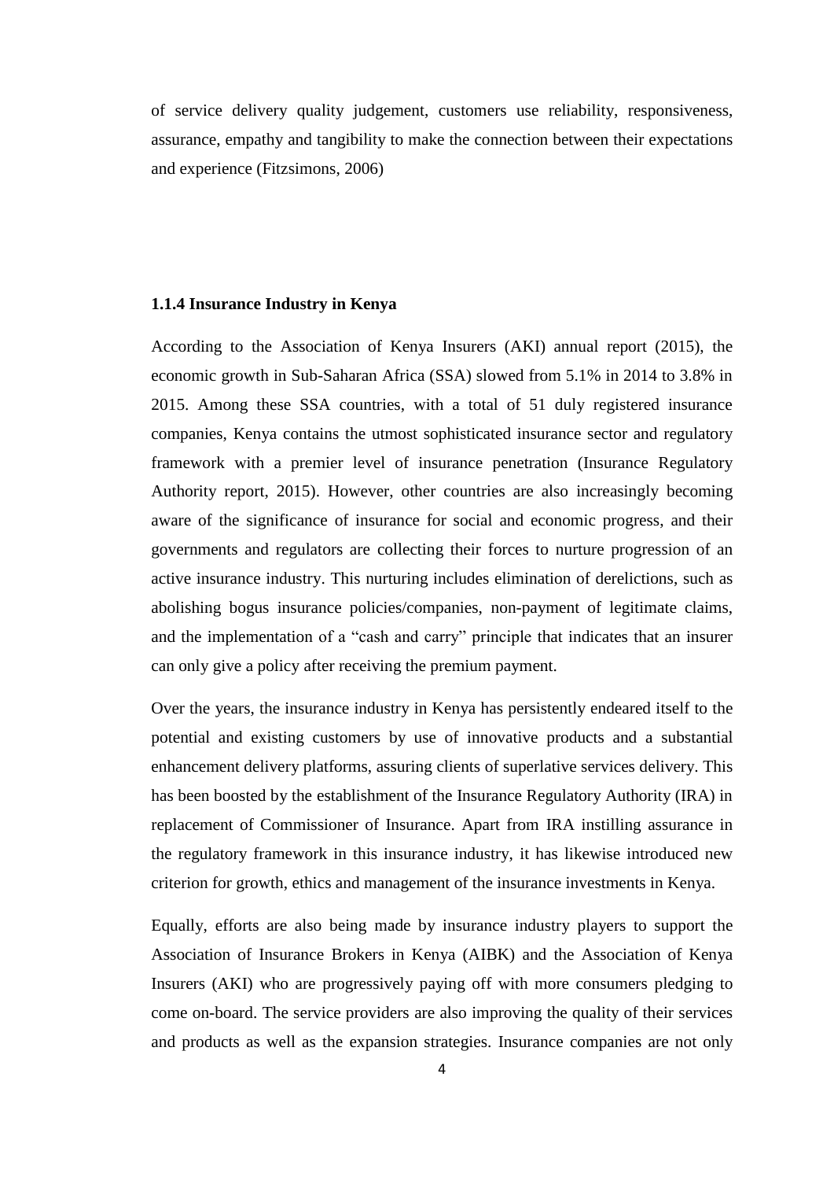of service delivery quality judgement, customers use reliability, responsiveness, assurance, empathy and tangibility to make the connection between their expectations and experience (Fitzsimons, 2006)

### 1.1.4 Insurance Industry in Kenya

According to the Association of Kenya Insurers (AKI) annual report (2015), the economic growth in Sub-Saharan Africa (SSA) slowed from 5.1% in 2014 to 3.8% in 2015. Among these SSA countries, with a total of 51 duly registered insurance companies, Kenya contains the utmost sophisticated insurance sector and regulatory framework with a premier level of insurance penetration (Insurance Regulatory Authority report, 2015). However, other countries are also increasingly becoming aware of the significance of insurance for social and economic progress, and their governments and regulators are collecting their forces to nurture progression of an active insurance industry. This nurturing includes elimination of derelictions, such as abolishing bogus insurance policies/companies, non-payment of legitimate claims, and the implementation of a "cash and carry" principle that indicates that an insurer can only give a policy after receiving the premium payment.

Over the years, the insurance industry in Kenya has persistently endeared itself to the potential and existing customers by use of innovative products and a substantial enhancement delivery platforms, assuring clients of superlative services delivery. This has been boosted by the establishment of the Insurance Regulatory Authority (IRA) in replacement of Commissioner of Insurance. Apart from IRA instilling assurance in the regulatory framework in this insurance industry, it has likewise introduced new criterion for growth, ethics and management of the insurance investments in Kenya.

Equally, efforts are also being made by insurance industry players to support the Association of Insurance Brokers in Kenya (AIBK) and the Association of Kenya Insurers (AKI) who are progressively paying off with more consumers pledging to come on-board. The service providers are also improving the quality of their services and products as well as the expansion strategies. Insurance companies are not only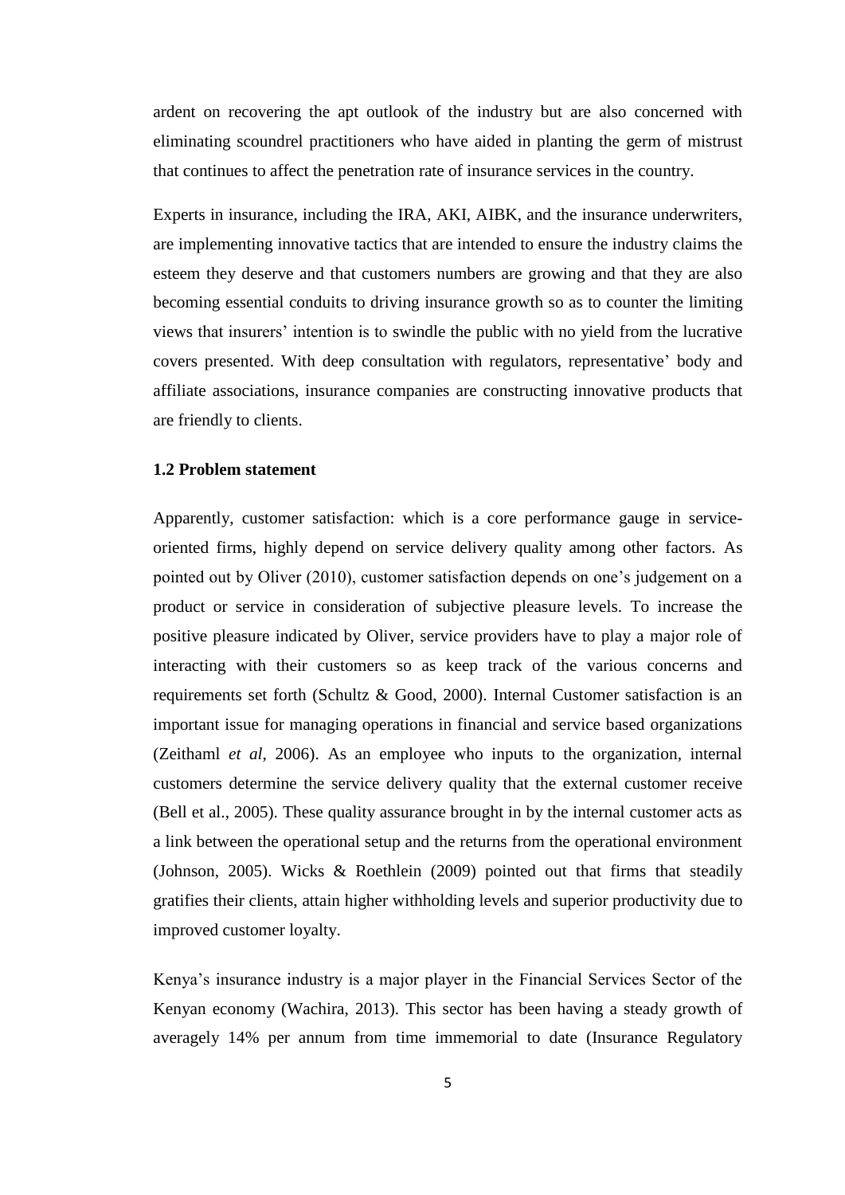ardent on recovering the apt outlook of the industry but are also concerned with eliminating scoundrel practitioners who have aided in planting the germ of mistrust that continues to affect the penetration rate of insurance services in the country.

Experts in insurance, including the IRA, AKI, AIBK, and the insurance underwriters, are implementing innovative tactics that are intended to ensure the industry claims the esteem they deserve and that customers numbers are growing and that they are also becoming essential conduits to driving insurance growth so as to counter the limiting views that insurers' intention is to swindle the public with no yield from the lucrative covers presented. With deep consultation with regulators, representative' body and affiliate associations, insurance companies are constructing innovative products that are friendly to clients.

### 1.2 Problem statement

Apparently, customer satisfaction: which is a core performance gauge in service-oriented firms, highly depend on service delivery quality among other factors. As pointed out by Oliver (2010), customer satisfaction depends on one's judgement on a product or service in consideration of subjective pleasure levels. To increase the positive pleasure indicated by Oliver, service providers have to play a major role of interacting with their customers so as keep track of the various concerns and requirements set forth (Schultz & Good, 2000). Internal Customer satisfaction is an important issue for managing operations in financial and service based organizations (Zeithaml *et al*, 2006). As an employee who inputs to the organization, internal customers determine the service delivery quality that the external customer receive (Bell et al., 2005). These quality assurance brought in by the internal customer acts as a link between the operational setup and the returns from the operational environment (Johnson, 2005). Wicks & Roethlein (2009) pointed out that firms that steadily gratifies their clients, attain higher withholding levels and superior productivity due to improved customer loyalty.

Kenya's insurance industry is a major player in the Financial Services Sector of the Kenyan economy (Wachira, 2013). This sector has been having a steady growth of averagely 14% per annum from time immemorial to date (Insurance Regulatory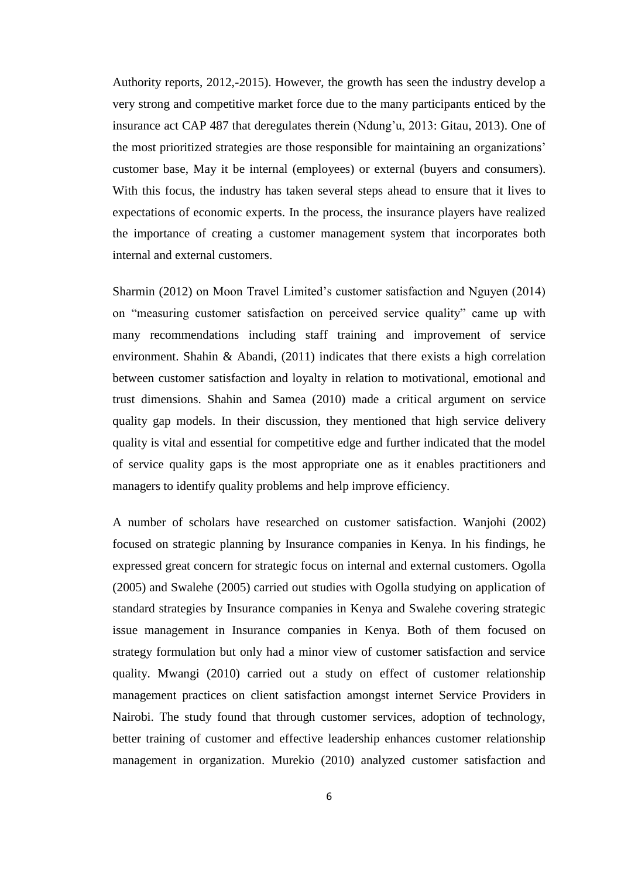Authority reports, 2012,-2015). However, the growth has seen the industry develop a very strong and competitive market force due to the many participants enticed by the insurance act CAP 487 that deregulates therein (Ndung'u, 2013: Gitau, 2013). One of the most prioritized strategies are those responsible for maintaining an organizations' customer base, May it be internal (employees) or external (buyers and consumers). With this focus, the industry has taken several steps ahead to ensure that it lives to expectations of economic experts. In the process, the insurance players have realized the importance of creating a customer management system that incorporates both internal and external customers.

Sharmin (2012) on Moon Travel Limited's customer satisfaction and Nguyen (2014) on "measuring customer satisfaction on perceived service quality" came up with many recommendations including staff training and improvement of service environment. Shahin & Abandi, (2011) indicates that there exists a high correlation between customer satisfaction and loyalty in relation to motivational, emotional and trust dimensions. Shahin and Samea (2010) made a critical argument on service quality gap models. In their discussion, they mentioned that high service delivery quality is vital and essential for competitive edge and further indicated that the model of service quality gaps is the most appropriate one as it enables practitioners and managers to identify quality problems and help improve efficiency.

A number of scholars have researched on customer satisfaction. Wanjohi (2002) focused on strategic planning by Insurance companies in Kenya. In his findings, he expressed great concern for strategic focus on internal and external customers. Ogolla (2005) and Swalehe (2005) carried out studies with Ogolla studying on application of standard strategies by Insurance companies in Kenya and Swalehe covering strategic issue management in Insurance companies in Kenya. Both of them focused on strategy formulation but only had a minor view of customer satisfaction and service quality. Mwangi (2010) carried out a study on effect of customer relationship management practices on client satisfaction amongst internet Service Providers in Nairobi. The study found that through customer services, adoption of technology, better training of customer and effective leadership enhances customer relationship management in organization. Murekio (2010) analyzed customer satisfaction and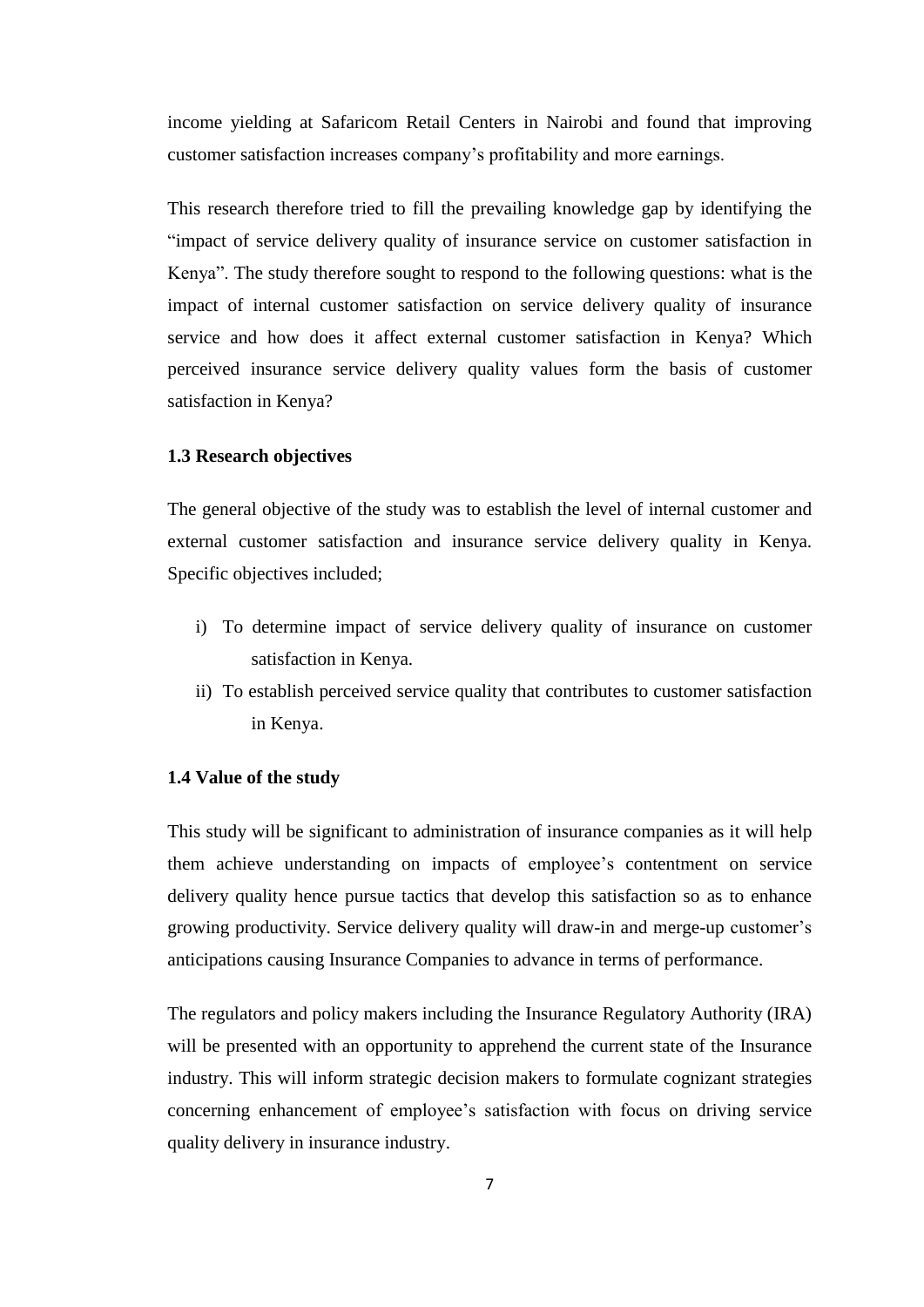income yielding at Safaricom Retail Centers in Nairobi and found that improving customer satisfaction increases company's profitability and more earnings.

This research therefore tried to fill the prevailing knowledge gap by identifying the "impact of service delivery quality of insurance service on customer satisfaction in Kenya". The study therefore sought to respond to the following questions: what is the impact of internal customer satisfaction on service delivery quality of insurance service and how does it affect external customer satisfaction in Kenya? Which perceived insurance service delivery quality values form the basis of customer satisfaction in Kenya?

### 1.3 Research objectives

The general objective of the study was to establish the level of internal customer and external customer satisfaction and insurance service delivery quality in Kenya. Specific objectives included;

i) To determine impact of service delivery quality of insurance on customer satisfaction in Kenya.
ii) To establish perceived service quality that contributes to customer satisfaction in Kenya.

### 1.4 Value of the study

This study will be significant to administration of insurance companies as it will help them achieve understanding on impacts of employee's contentment on service delivery quality hence pursue tactics that develop this satisfaction so as to enhance growing productivity. Service delivery quality will draw-in and merge-up customer's anticipations causing Insurance Companies to advance in terms of performance.

The regulators and policy makers including the Insurance Regulatory Authority (IRA) will be presented with an opportunity to apprehend the current state of the Insurance industry. This will inform strategic decision makers to formulate cognizant strategies concerning enhancement of employee's satisfaction with focus on driving service quality delivery in insurance industry.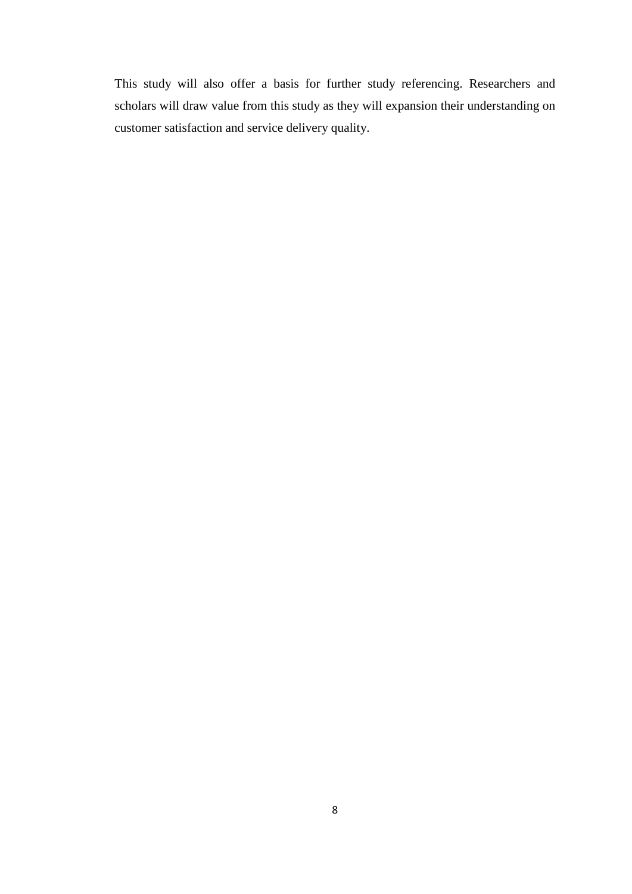This study will also offer a basis for further study referencing. Researchers and scholars will draw value from this study as they will expansion their understanding on customer satisfaction and service delivery quality.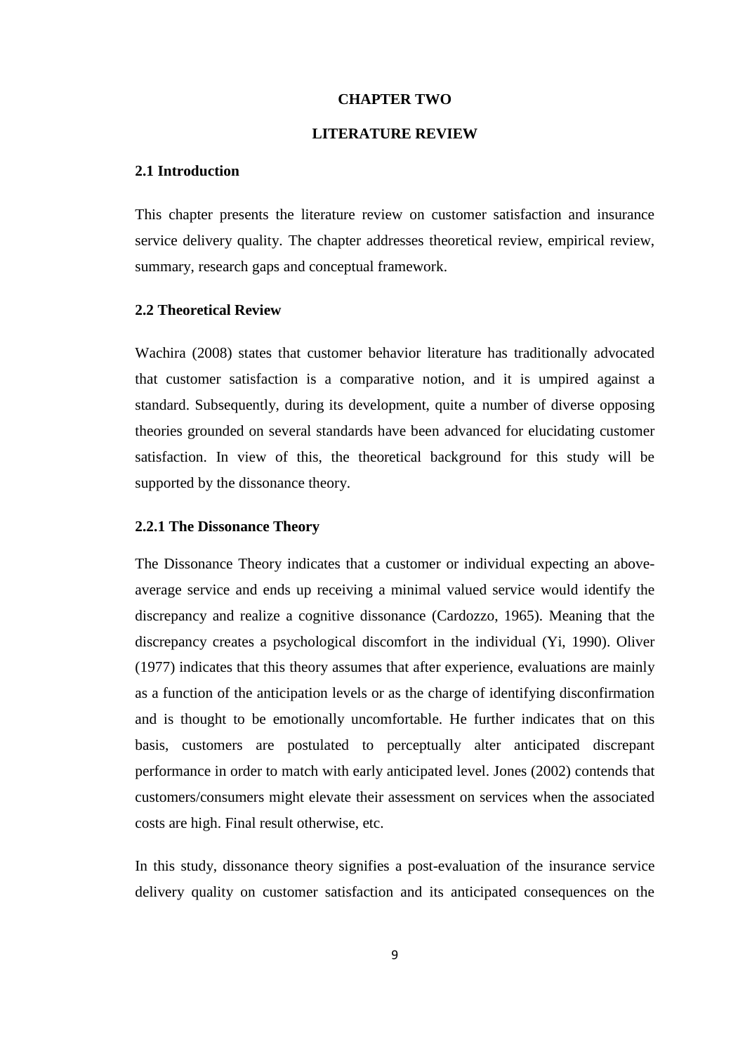# CHAPTER TWO

# LITERATURE REVIEW

## 2.1 Introduction

This chapter presents the literature review on customer satisfaction and insurance service delivery quality. The chapter addresses theoretical review, empirical review, summary, research gaps and conceptual framework.

## 2.2 Theoretical Review

Wachira (2008) states that customer behavior literature has traditionally advocated that customer satisfaction is a comparative notion, and it is umpired against a standard. Subsequently, during its development, quite a number of diverse opposing theories grounded on several standards have been advanced for elucidating customer satisfaction. In view of this, the theoretical background for this study will be supported by the dissonance theory.

### 2.2.1 The Dissonance Theory

The Dissonance Theory indicates that a customer or individual expecting an above-average service and ends up receiving a minimal valued service would identify the discrepancy and realize a cognitive dissonance (Cardozzo, 1965). Meaning that the discrepancy creates a psychological discomfort in the individual (Yi, 1990). Oliver (1977) indicates that this theory assumes that after experience, evaluations are mainly as a function of the anticipation levels or as the charge of identifying disconfirmation and is thought to be emotionally uncomfortable. He further indicates that on this basis, customers are postulated to perceptually alter anticipated discrepant performance in order to match with early anticipated level. Jones (2002) contends that customers/consumers might elevate their assessment on services when the associated costs are high. Final result otherwise, etc.

In this study, dissonance theory signifies a post-evaluation of the insurance service delivery quality on customer satisfaction and its anticipated consequences on the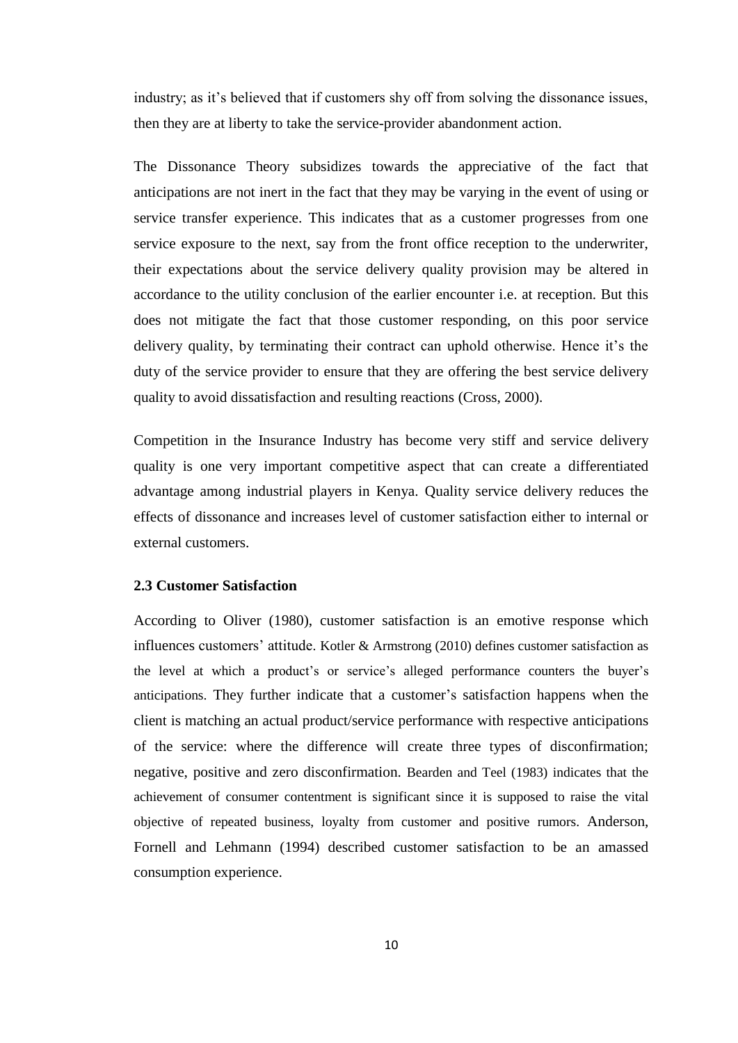industry; as it's believed that if customers shy off from solving the dissonance issues, then they are at liberty to take the service-provider abandonment action.

The Dissonance Theory subsidizes towards the appreciative of the fact that anticipations are not inert in the fact that they may be varying in the event of using or service transfer experience. This indicates that as a customer progresses from one service exposure to the next, say from the front office reception to the underwriter, their expectations about the service delivery quality provision may be altered in accordance to the utility conclusion of the earlier encounter i.e. at reception. But this does not mitigate the fact that those customer responding, on this poor service delivery quality, by terminating their contract can uphold otherwise. Hence it's the duty of the service provider to ensure that they are offering the best service delivery quality to avoid dissatisfaction and resulting reactions (Cross, 2000).

Competition in the Insurance Industry has become very stiff and service delivery quality is one very important competitive aspect that can create a differentiated advantage among industrial players in Kenya. Quality service delivery reduces the effects of dissonance and increases level of customer satisfaction either to internal or external customers.

### 2.3 Customer Satisfaction

According to Oliver (1980), customer satisfaction is an emotive response which influences customers' attitude. Kotler & Armstrong (2010) defines customer satisfaction as the level at which a product's or service's alleged performance counters the buyer's anticipations. They further indicate that a customer's satisfaction happens when the client is matching an actual product/service performance with respective anticipations of the service: where the difference will create three types of disconfirmation; negative, positive and zero disconfirmation. Bearden and Teel (1983) indicates that the achievement of consumer contentment is significant since it is supposed to raise the vital objective of repeated business, loyalty from customer and positive rumors. Anderson, Fornell and Lehmann (1994) described customer satisfaction to be an amassed consumption experience.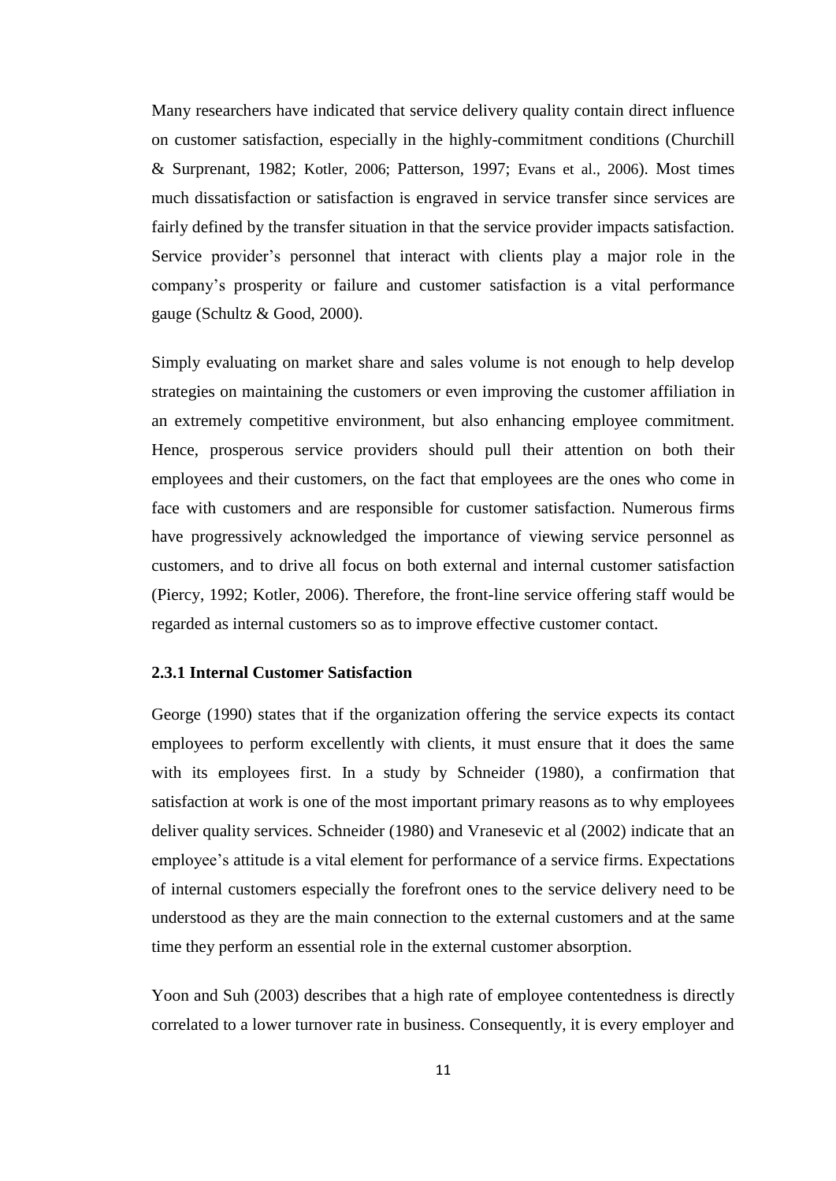Many researchers have indicated that service delivery quality contain direct influence on customer satisfaction, especially in the highly-commitment conditions (Churchill & Surprenant, 1982; Kotler, 2006; Patterson, 1997; Evans et al., 2006). Most times much dissatisfaction or satisfaction is engraved in service transfer since services are fairly defined by the transfer situation in that the service provider impacts satisfaction. Service provider's personnel that interact with clients play a major role in the company's prosperity or failure and customer satisfaction is a vital performance gauge (Schultz & Good, 2000).

Simply evaluating on market share and sales volume is not enough to help develop strategies on maintaining the customers or even improving the customer affiliation in an extremely competitive environment, but also enhancing employee commitment. Hence, prosperous service providers should pull their attention on both their employees and their customers, on the fact that employees are the ones who come in face with customers and are responsible for customer satisfaction. Numerous firms have progressively acknowledged the importance of viewing service personnel as customers, and to drive all focus on both external and internal customer satisfaction (Piercy, 1992; Kotler, 2006). Therefore, the front-line service offering staff would be regarded as internal customers so as to improve effective customer contact.

### 2.3.1 Internal Customer Satisfaction

George (1990) states that if the organization offering the service expects its contact employees to perform excellently with clients, it must ensure that it does the same with its employees first. In a study by Schneider (1980), a confirmation that satisfaction at work is one of the most important primary reasons as to why employees deliver quality services. Schneider (1980) and Vranesevic et al (2002) indicate that an employee's attitude is a vital element for performance of a service firms. Expectations of internal customers especially the forefront ones to the service delivery need to be understood as they are the main connection to the external customers and at the same time they perform an essential role in the external customer absorption.

Yoon and Suh (2003) describes that a high rate of employee contentedness is directly correlated to a lower turnover rate in business. Consequently, it is every employer and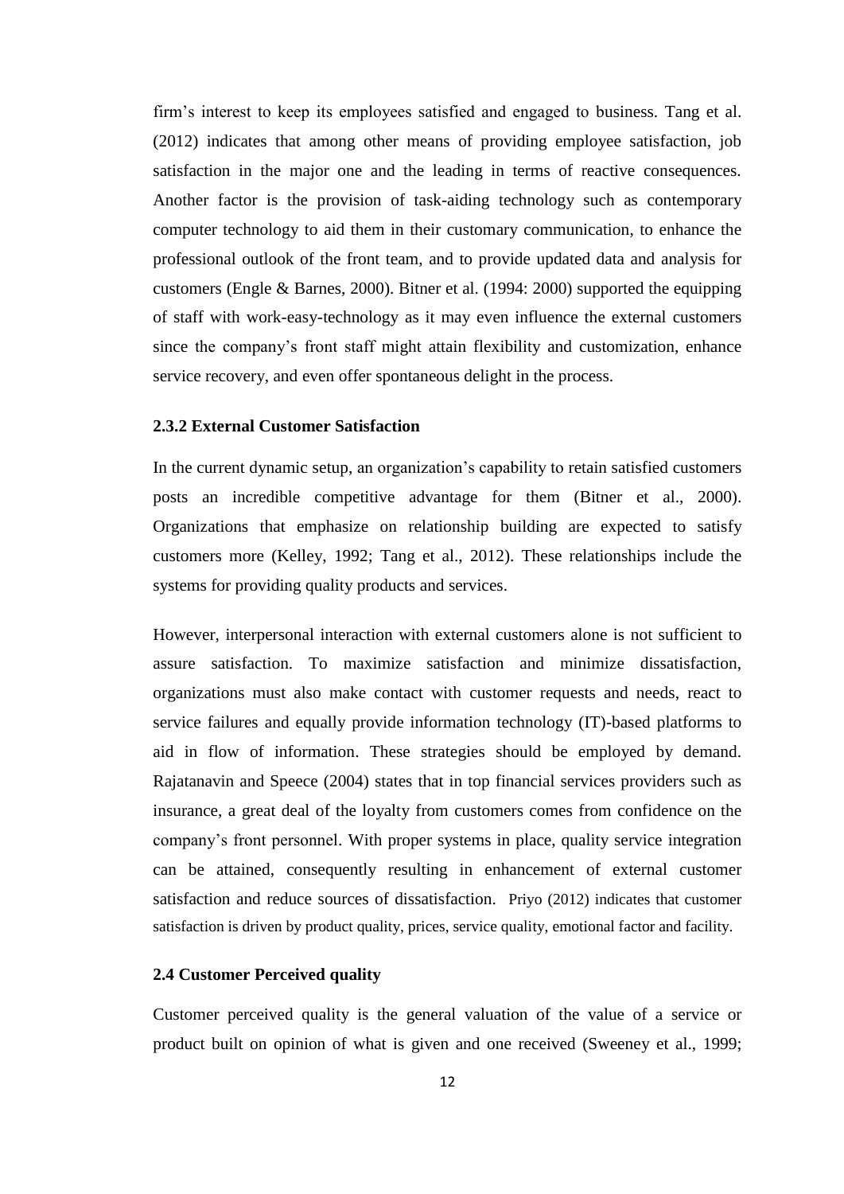firm's interest to keep its employees satisfied and engaged to business. Tang et al. (2012) indicates that among other means of providing employee satisfaction, job satisfaction in the major one and the leading in terms of reactive consequences. Another factor is the provision of task-aiding technology such as contemporary computer technology to aid them in their customary communication, to enhance the professional outlook of the front team, and to provide updated data and analysis for customers (Engle & Barnes, 2000). Bitner et al. (1994: 2000) supported the equipping of staff with work-easy-technology as it may even influence the external customers since the company's front staff might attain flexibility and customization, enhance service recovery, and even offer spontaneous delight in the process.

### 2.3.2 External Customer Satisfaction

In the current dynamic setup, an organization's capability to retain satisfied customers posts an incredible competitive advantage for them (Bitner et al., 2000). Organizations that emphasize on relationship building are expected to satisfy customers more (Kelley, 1992; Tang et al., 2012). These relationships include the systems for providing quality products and services.

However, interpersonal interaction with external customers alone is not sufficient to assure satisfaction. To maximize satisfaction and minimize dissatisfaction, organizations must also make contact with customer requests and needs, react to service failures and equally provide information technology (IT)-based platforms to aid in flow of information. These strategies should be employed by demand. Rajatanavin and Speece (2004) states that in top financial services providers such as insurance, a great deal of the loyalty from customers comes from confidence on the company's front personnel. With proper systems in place, quality service integration can be attained, consequently resulting in enhancement of external customer satisfaction and reduce sources of dissatisfaction. Priyo (2012) indicates that customer satisfaction is driven by product quality, prices, service quality, emotional factor and facility.

## 2.4 Customer Perceived quality

Customer perceived quality is the general valuation of the value of a service or product built on opinion of what is given and one received (Sweeney et al., 1999;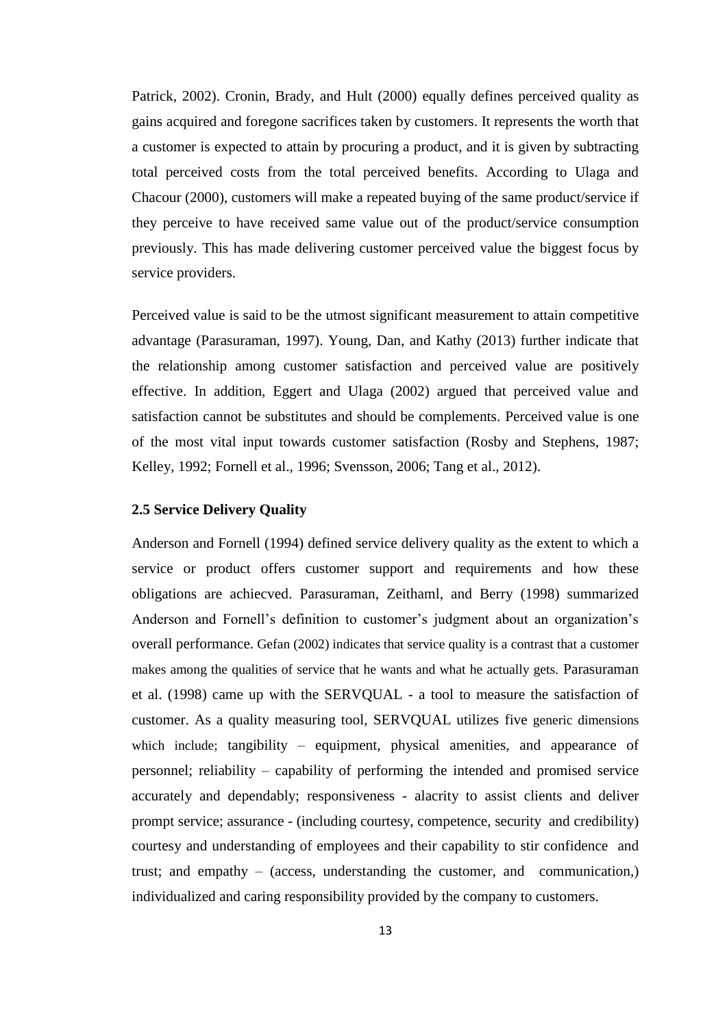Patrick, 2002). Cronin, Brady, and Hult (2000) equally defines perceived quality as gains acquired and foregone sacrifices taken by customers. It represents the worth that a customer is expected to attain by procuring a product, and it is given by subtracting total perceived costs from the total perceived benefits. According to Ulaga and Chacour (2000), customers will make a repeated buying of the same product/service if they perceive to have received same value out of the product/service consumption previously. This has made delivering customer perceived value the biggest focus by service providers.

Perceived value is said to be the utmost significant measurement to attain competitive advantage (Parasuraman, 1997). Young, Dan, and Kathy (2013) further indicate that the relationship among customer satisfaction and perceived value are positively effective. In addition, Eggert and Ulaga (2002) argued that perceived value and satisfaction cannot be substitutes and should be complements. Perceived value is one of the most vital input towards customer satisfaction (Rosby and Stephens, 1987; Kelley, 1992; Fornell et al., 1996; Svensson, 2006; Tang et al., 2012).

### 2.5 Service Delivery Quality

Anderson and Fornell (1994) defined service delivery quality as the extent to which a service or product offers customer support and requirements and how these obligations are achiecved. Parasuraman, Zeithaml, and Berry (1998) summarized Anderson and Fornell's definition to customer's judgment about an organization's overall performance. Gefan (2002) indicates that service quality is a contrast that a customer makes among the qualities of service that he wants and what he actually gets. Parasuraman et al. (1998) came up with the SERVQUAL - a tool to measure the satisfaction of customer. As a quality measuring tool, SERVQUAL utilizes five generic dimensions which include; tangibility – equipment, physical amenities, and appearance of personnel; reliability – capability of performing the intended and promised service accurately and dependably; responsiveness - alacrity to assist clients and deliver prompt service; assurance - (including courtesy, competence, security and credibility) courtesy and understanding of employees and their capability to stir confidence and trust; and empathy – (access, understanding the customer, and communication,) individualized and caring responsibility provided by the company to customers.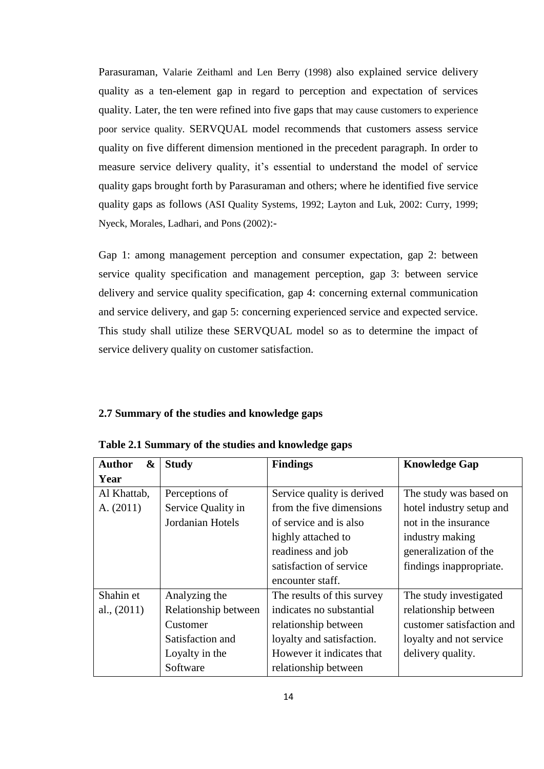Parasuraman, Valarie Zeithaml and Len Berry (1998) also explained service delivery quality as a ten-element gap in regard to perception and expectation of services quality. Later, the ten were refined into five gaps that may cause customers to experience poor service quality. SERVQUAL model recommends that customers assess service quality on five different dimension mentioned in the precedent paragraph. In order to measure service delivery quality, it's essential to understand the model of service quality gaps brought forth by Parasuraman and others; where he identified five service quality gaps as follows (ASI Quality Systems, 1992; Layton and Luk, 2002: Curry, 1999; Nyeck, Morales, Ladhari, and Pons (2002):-

Gap 1: among management perception and consumer expectation, gap 2: between service quality specification and management perception, gap 3: between service delivery and service quality specification, gap 4: concerning external communication and service delivery, and gap 5: concerning experienced service and expected service. This study shall utilize these SERVQUAL model so as to determine the impact of service delivery quality on customer satisfaction.

## 2.7 Summary of the studies and knowledge gaps

**Table 2.1 Summary of the studies and knowledge gaps**

| Author & Year | Study | Findings | Knowledge Gap |
|---|---|---|---|
| Al Khattab, A. (2011) | Perceptions of Service Quality in Jordanian Hotels | Service quality is derived from the five dimensions of service and is also highly attached to readiness and job satisfaction of service encounter staff. | The study was based on hotel industry setup and not in the insurance industry making generalization of the findings inappropriate. |
| Shahin et al., (2011) | Analyzing the Relationship between Customer Satisfaction and Loyalty in the Software | The results of this survey indicates no substantial relationship between loyalty and satisfaction. However it indicates that relationship between | The study investigated relationship between customer satisfaction and loyalty and not service delivery quality. |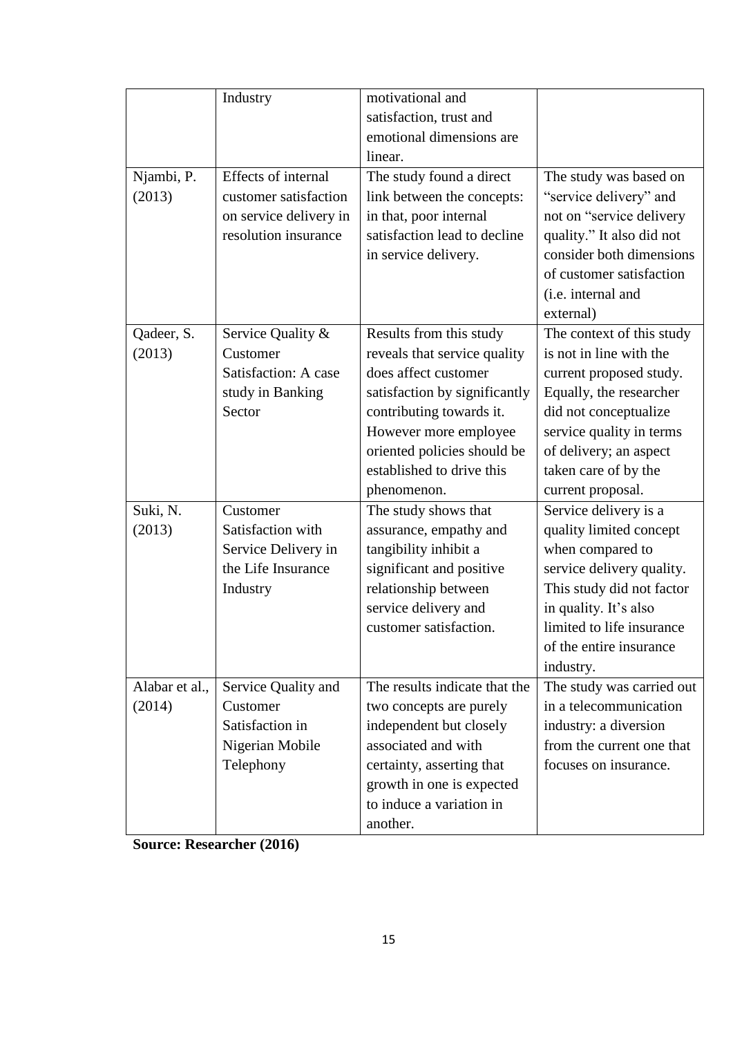|  | Industry | motivational and satisfaction, trust and emotional dimensions are linear. |  |
|---|---|---|---|
| Njambi, P. (2013) | Effects of internal customer satisfaction on service delivery in resolution insurance | The study found a direct link between the concepts: in that, poor internal satisfaction lead to decline in service delivery. | The study was based on "service delivery" and not on "service delivery quality." It also did not consider both dimensions of customer satisfaction (i.e. internal and external) |
| Qadeer, S. (2013) | Service Quality & Customer Satisfaction: A case study in Banking Sector | Results from this study reveals that service quality does affect customer satisfaction by significantly contributing towards it. However more employee oriented policies should be established to drive this phenomenon. | The context of this study is not in line with the current proposed study. Equally, the researcher did not conceptualize service quality in terms of delivery; an aspect taken care of by the current proposal. |
| Suki, N. (2013) | Customer Satisfaction with Service Delivery in the Life Insurance Industry | The study shows that assurance, empathy and tangibility inhibit a significant and positive relationship between service delivery and customer satisfaction. | Service delivery is a quality limited concept when compared to service delivery quality. This study did not factor in quality. It's also limited to life insurance of the entire insurance industry. |
| Alabar et al., (2014) | Service Quality and Customer Satisfaction in Nigerian Mobile Telephony | The results indicate that the two concepts are purely independent but closely associated and with certainty, asserting that growth in one is expected to induce a variation in another. | The study was carried out in a telecommunication industry: a diversion from the current one that focuses on insurance. |

**Source: Researcher (2016)**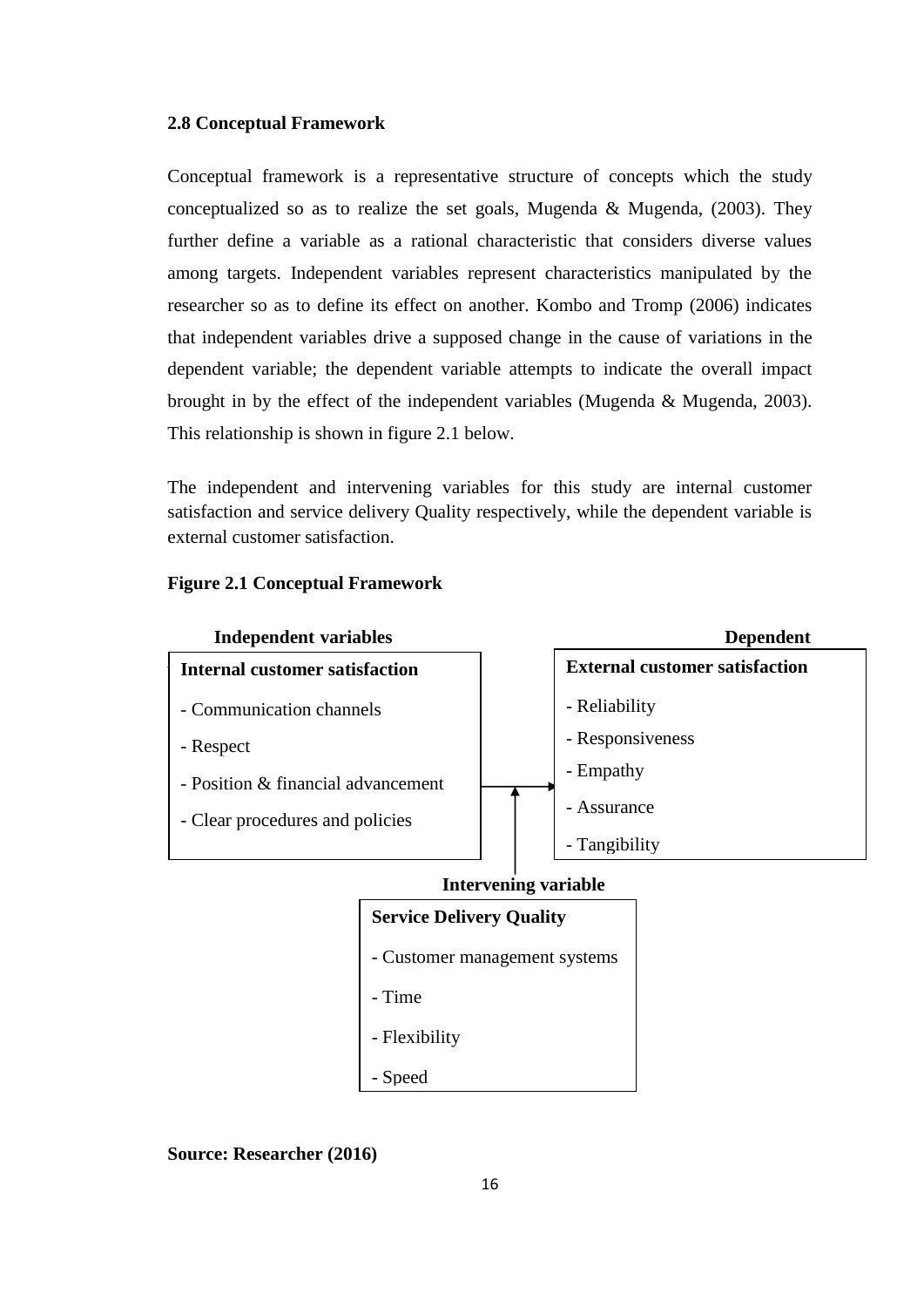### 2.8 Conceptual Framework

Conceptual framework is a representative structure of concepts which the study conceptualized so as to realize the set goals, Mugenda & Mugenda, (2003). They further define a variable as a rational characteristic that considers diverse values among targets. Independent variables represent characteristics manipulated by the researcher so as to define its effect on another. Kombo and Tromp (2006) indicates that independent variables drive a supposed change in the cause of variations in the dependent variable; the dependent variable attempts to indicate the overall impact brought in by the effect of the independent variables (Mugenda & Mugenda, 2003). This relationship is shown in figure 2.1 below.

The independent and intervening variables for this study are internal customer satisfaction and service delivery Quality respectively, while the dependent variable is external customer satisfaction.

**Figure 2.1 Conceptual Framework**

**Independent variables**

**Internal customer satisfaction**

- Communication channels
- Respect
- Position & financial advancement
- Clear procedures and policies

**Dependent**

**External customer satisfaction**

- Reliability
- Responsiveness
- Empathy
- Assurance
- Tangibility

**Intervening variable**

**Service Delivery Quality**

- Customer management systems
- Time
- Flexibility
- Speed

**Source: Researcher (2016)**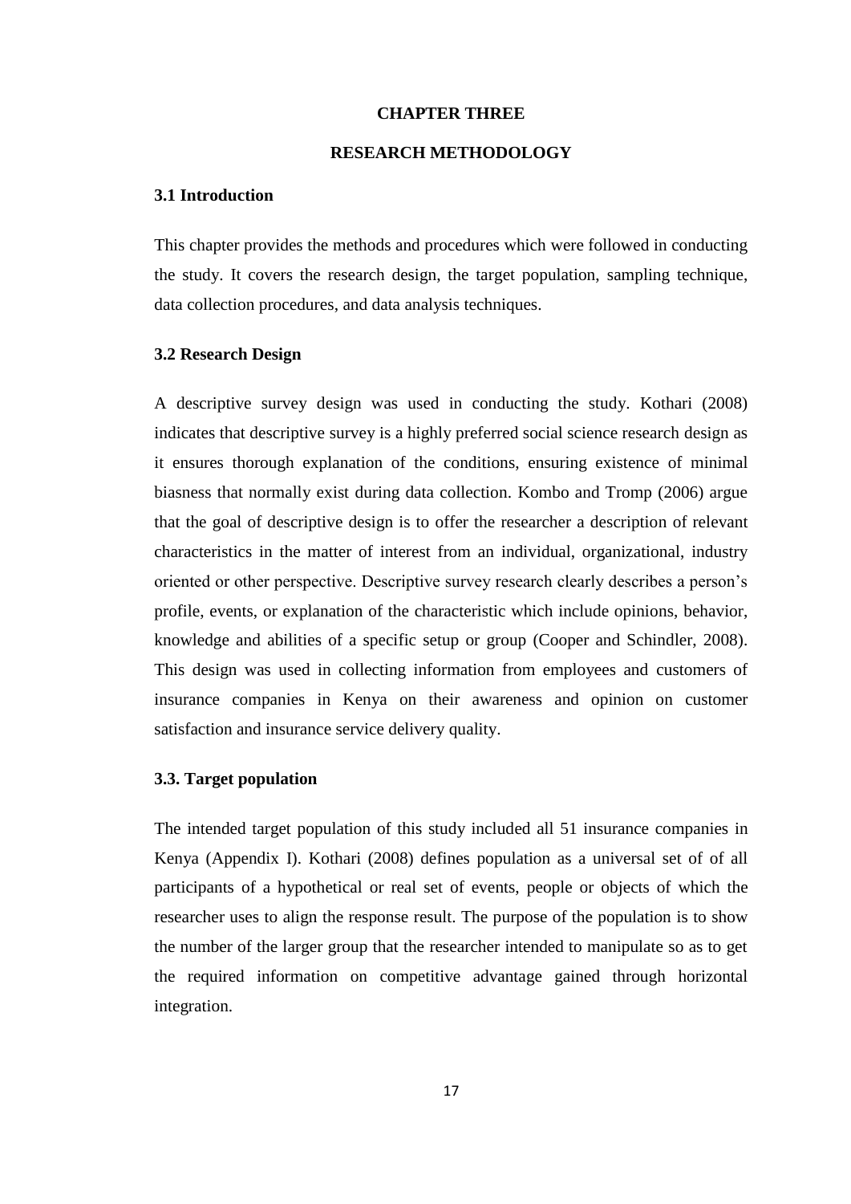# CHAPTER THREE

# RESEARCH METHODOLOGY

## 3.1 Introduction

This chapter provides the methods and procedures which were followed in conducting the study. It covers the research design, the target population, sampling technique, data collection procedures, and data analysis techniques.

## 3.2 Research Design

A descriptive survey design was used in conducting the study. Kothari (2008) indicates that descriptive survey is a highly preferred social science research design as it ensures thorough explanation of the conditions, ensuring existence of minimal biasness that normally exist during data collection. Kombo and Tromp (2006) argue that the goal of descriptive design is to offer the researcher a description of relevant characteristics in the matter of interest from an individual, organizational, industry oriented or other perspective. Descriptive survey research clearly describes a person's profile, events, or explanation of the characteristic which include opinions, behavior, knowledge and abilities of a specific setup or group (Cooper and Schindler, 2008). This design was used in collecting information from employees and customers of insurance companies in Kenya on their awareness and opinion on customer satisfaction and insurance service delivery quality.

## 3.3. Target population

The intended target population of this study included all 51 insurance companies in Kenya (Appendix I). Kothari (2008) defines population as a universal set of of all participants of a hypothetical or real set of events, people or objects of which the researcher uses to align the response result. The purpose of the population is to show the number of the larger group that the researcher intended to manipulate so as to get the required information on competitive advantage gained through horizontal integration.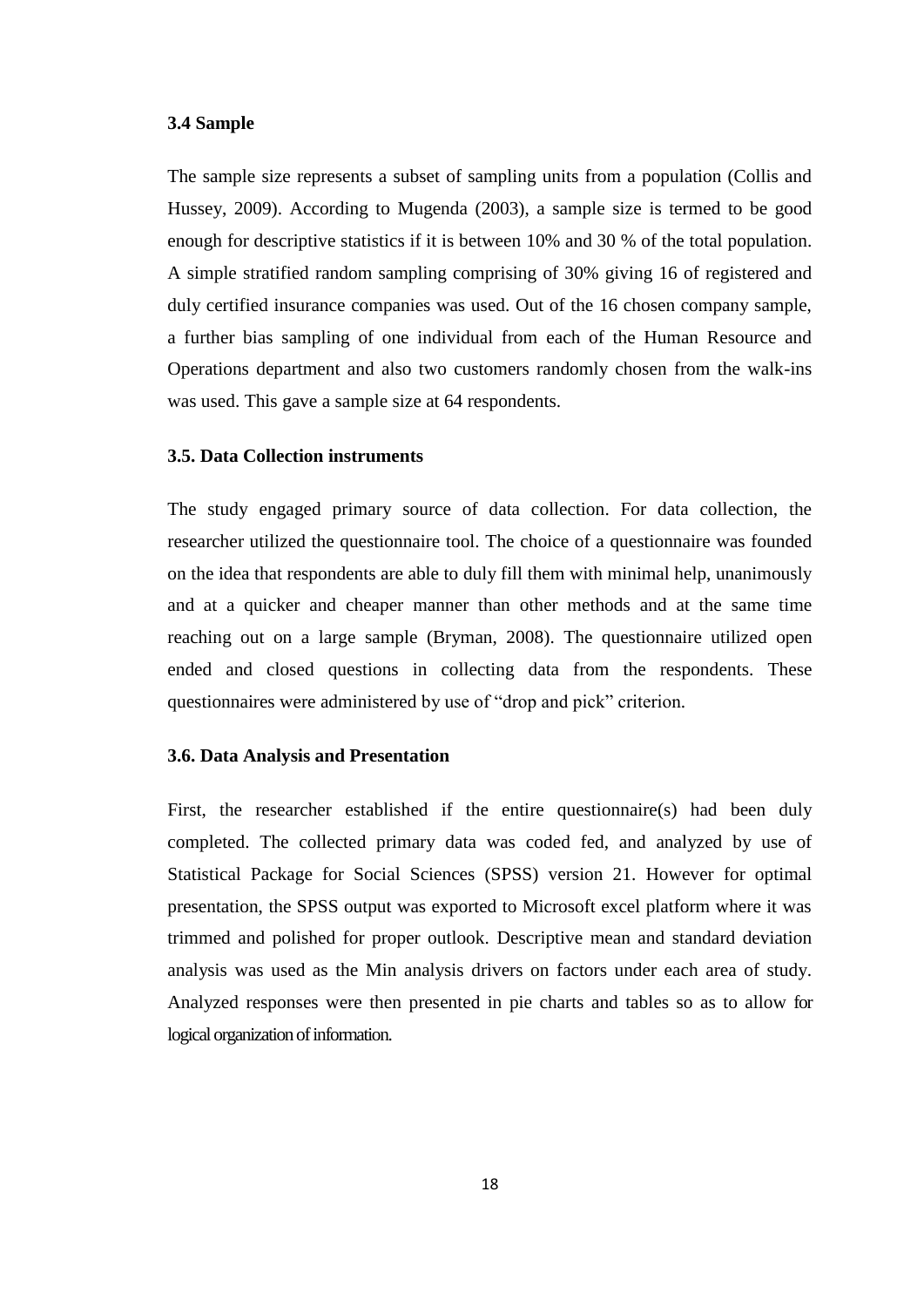**3.4 Sample**

The sample size represents a subset of sampling units from a population (Collis and Hussey, 2009). According to Mugenda (2003), a sample size is termed to be good enough for descriptive statistics if it is between 10% and 30 % of the total population. A simple stratified random sampling comprising of 30% giving 16 of registered and duly certified insurance companies was used. Out of the 16 chosen company sample, a further bias sampling of one individual from each of the Human Resource and Operations department and also two customers randomly chosen from the walk-ins was used. This gave a sample size at 64 respondents.

**3.5. Data Collection instruments**

The study engaged primary source of data collection. For data collection, the researcher utilized the questionnaire tool. The choice of a questionnaire was founded on the idea that respondents are able to duly fill them with minimal help, unanimously and at a quicker and cheaper manner than other methods and at the same time reaching out on a large sample (Bryman, 2008). The questionnaire utilized open ended and closed questions in collecting data from the respondents. These questionnaires were administered by use of "drop and pick" criterion.

**3.6. Data Analysis and Presentation**

First, the researcher established if the entire questionnaire(s) had been duly completed. The collected primary data was coded fed, and analyzed by use of Statistical Package for Social Sciences (SPSS) version 21. However for optimal presentation, the SPSS output was exported to Microsoft excel platform where it was trimmed and polished for proper outlook. Descriptive mean and standard deviation analysis was used as the Min analysis drivers on factors under each area of study. Analyzed responses were then presented in pie charts and tables so as to allow for logical organization of information.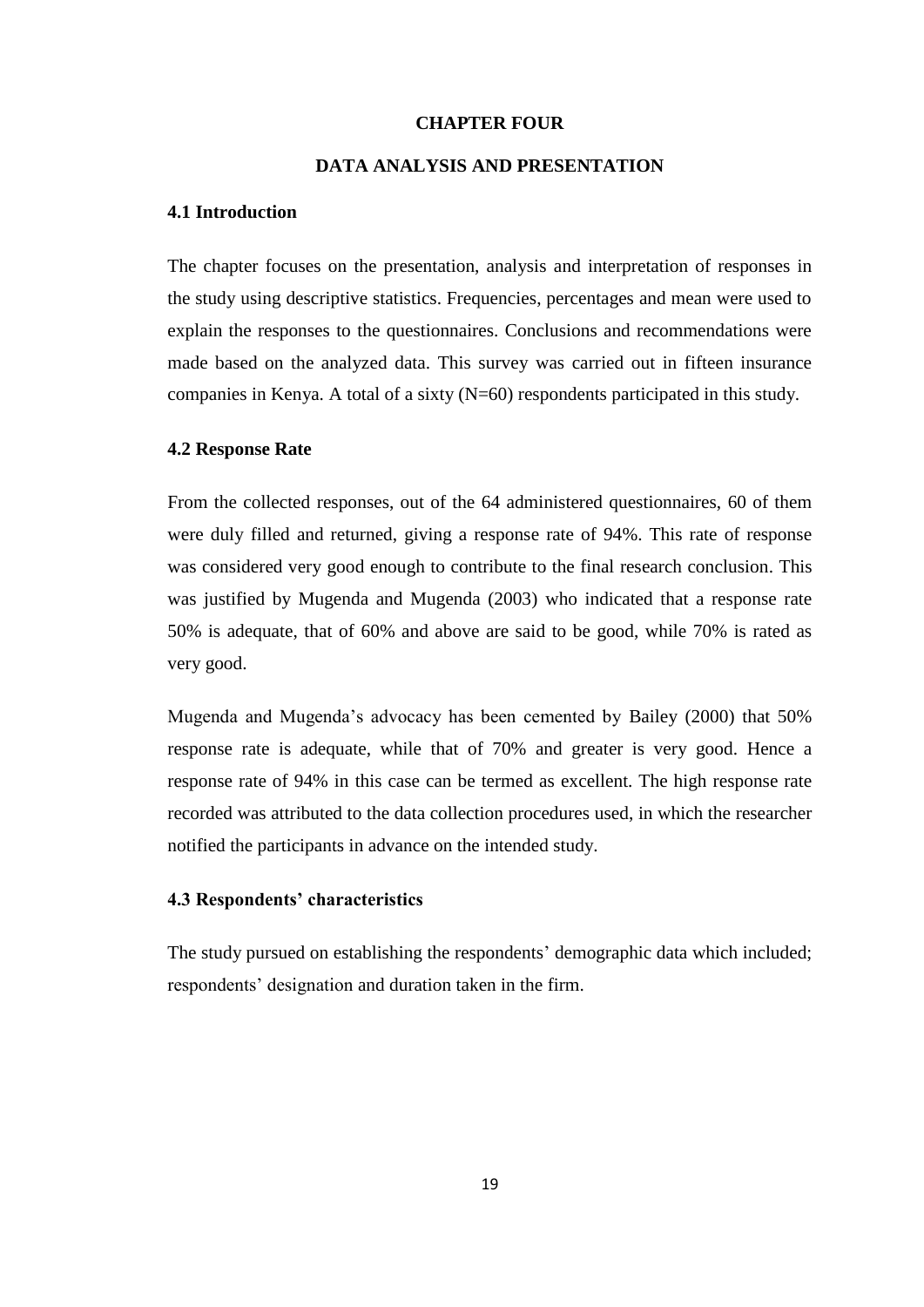# CHAPTER FOUR

# DATA ANALYSIS AND PRESENTATION

## 4.1 Introduction

The chapter focuses on the presentation, analysis and interpretation of responses in the study using descriptive statistics. Frequencies, percentages and mean were used to explain the responses to the questionnaires. Conclusions and recommendations were made based on the analyzed data. This survey was carried out in fifteen insurance companies in Kenya. A total of a sixty (N=60) respondents participated in this study.

## 4.2 Response Rate

From the collected responses, out of the 64 administered questionnaires, 60 of them were duly filled and returned, giving a response rate of 94%. This rate of response was considered very good enough to contribute to the final research conclusion. This was justified by Mugenda and Mugenda (2003) who indicated that a response rate 50% is adequate, that of 60% and above are said to be good, while 70% is rated as very good.

Mugenda and Mugenda's advocacy has been cemented by Bailey (2000) that 50% response rate is adequate, while that of 70% and greater is very good. Hence a response rate of 94% in this case can be termed as excellent. The high response rate recorded was attributed to the data collection procedures used, in which the researcher notified the participants in advance on the intended study.

## 4.3 Respondents' characteristics

The study pursued on establishing the respondents' demographic data which included; respondents' designation and duration taken in the firm.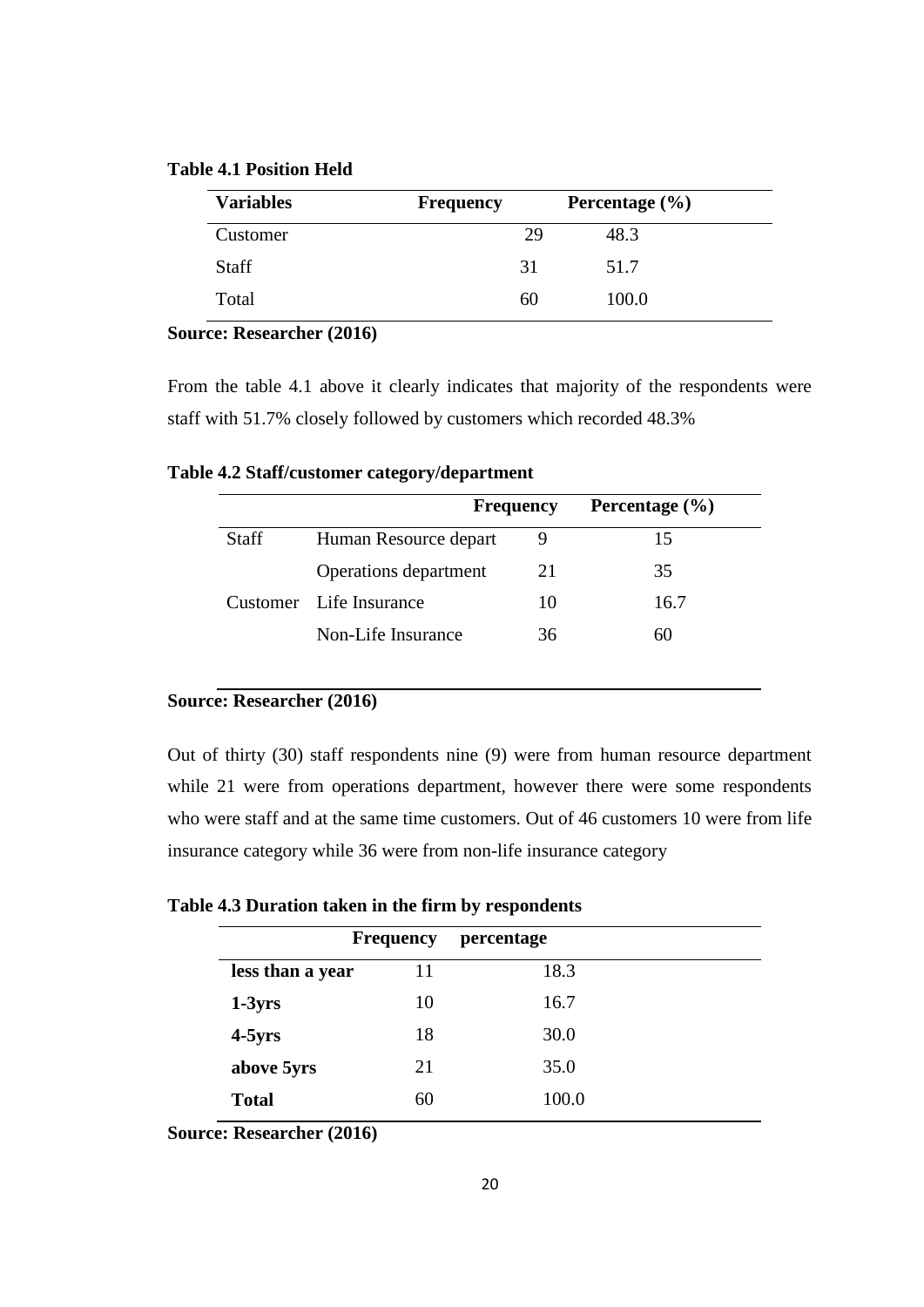**Table 4.1 Position Held**

| Variables | Frequency | Percentage (%) |
|---|---|---|
| Customer | 29 | 48.3 |
| Staff | 31 | 51.7 |
| Total | 60 | 100.0 |

**Source: Researcher (2016)**

From the table 4.1 above it clearly indicates that majority of the respondents were staff with 51.7% closely followed by customers which recorded 48.3%

**Table 4.2 Staff/customer category/department**

| | | Frequency | Percentage (%) |
|---|---|---|---|
| Staff | Human Resource depart | 9 | 15 |
| | Operations department | 21 | 35 |
| Customer | Life Insurance | 10 | 16.7 |
| | Non-Life Insurance | 36 | 60 |

**Source: Researcher (2016)**

Out of thirty (30) staff respondents nine (9) were from human resource department while 21 were from operations department, however there were some respondents who were staff and at the same time customers. Out of 46 customers 10 were from life insurance category while 36 were from non-life insurance category

**Table 4.3 Duration taken in the firm by respondents**

| | Frequency | percentage |
|---|---|---|
| **less than a year** | 11 | 18.3 |
| **1-3yrs** | 10 | 16.7 |
| **4-5yrs** | 18 | 30.0 |
| **above 5yrs** | 21 | 35.0 |
| **Total** | 60 | 100.0 |

**Source: Researcher (2016)**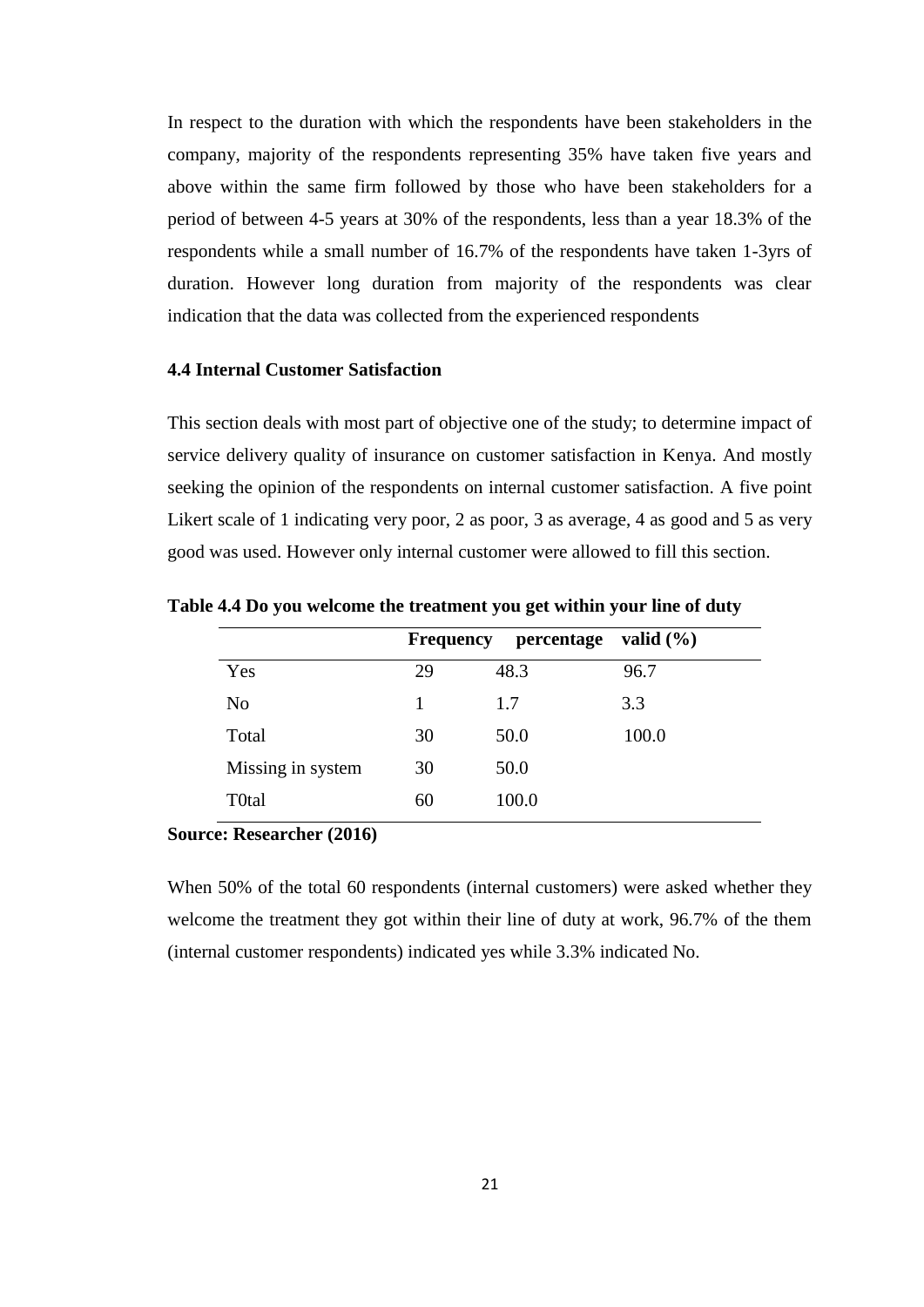In respect to the duration with which the respondents have been stakeholders in the company, majority of the respondents representing 35% have taken five years and above within the same firm followed by those who have been stakeholders for a period of between 4-5 years at 30% of the respondents, less than a year 18.3% of the respondents while a small number of 16.7% of the respondents have taken 1-3yrs of duration. However long duration from majority of the respondents was clear indication that the data was collected from the experienced respondents

### 4.4 Internal Customer Satisfaction

This section deals with most part of objective one of the study; to determine impact of service delivery quality of insurance on customer satisfaction in Kenya. And mostly seeking the opinion of the respondents on internal customer satisfaction. A five point Likert scale of 1 indicating very poor, 2 as poor, 3 as average, 4 as good and 5 as very good was used. However only internal customer were allowed to fill this section.

**Table 4.4 Do you welcome the treatment you get within your line of duty**

| | Frequency | percentage | valid (%) |
|---|---|---|---|
| Yes | 29 | 48.3 | 96.7 |
| No | 1 | 1.7 | 3.3 |
| Total | 30 | 50.0 | 100.0 |
| Missing in system | 30 | 50.0 | |
| T0tal | 60 | 100.0 | |

**Source: Researcher (2016)**

When 50% of the total 60 respondents (internal customers) were asked whether they welcome the treatment they got within their line of duty at work, 96.7% of the them (internal customer respondents) indicated yes while 3.3% indicated No.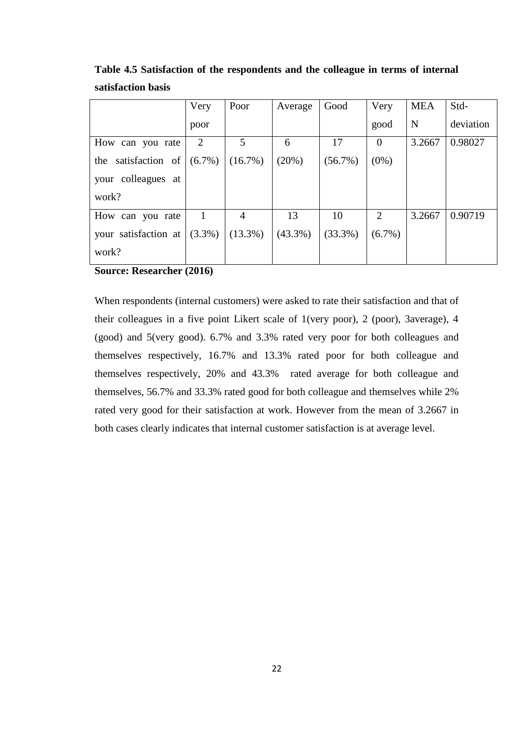**Table 4.5 Satisfaction of the respondents and the colleague in terms of internal satisfaction basis**

| | Very poor | Poor | Average | Good | Very good | MEAN | Std-deviation |
|---|---|---|---|---|---|---|---|
| How can you rate the satisfaction of your colleagues at work? | 2 (6.7%) | 5 (16.7%) | 6 (20%) | 17 (56.7%) | 0 (0%) | 3.2667 | 0.98027 |
| How can you rate your satisfaction at work? | 1 (3.3%) | 4 (13.3%) | 13 (43.3%) | 10 (33.3%) | 2 (6.7%) | 3.2667 | 0.90719 |

**Source: Researcher (2016)**

When respondents (internal customers) were asked to rate their satisfaction and that of their colleagues in a five point Likert scale of 1(very poor), 2 (poor), 3average), 4 (good) and 5(very good). 6.7% and 3.3% rated very poor for both colleagues and themselves respectively, 16.7% and 13.3% rated poor for both colleague and themselves respectively, 20% and 43.3% rated average for both colleague and themselves, 56.7% and 33.3% rated good for both colleague and themselves while 2% rated very good for their satisfaction at work. However from the mean of 3.2667 in both cases clearly indicates that internal customer satisfaction is at average level.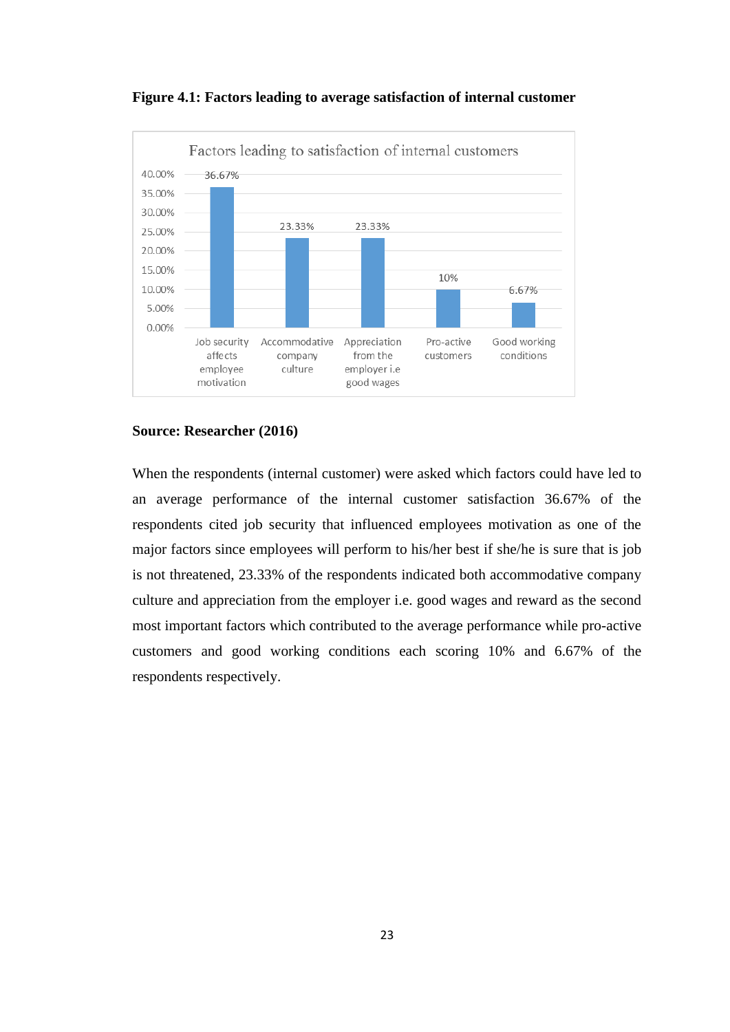**Figure 4.1: Factors leading to average satisfaction of internal customer**

**Source: Researcher (2016)**

When the respondents (internal customer) were asked which factors could have led to an average performance of the internal customer satisfaction 36.67% of the respondents cited job security that influenced employees motivation as one of the major factors since employees will perform to his/her best if she/he is sure that is job is not threatened, 23.33% of the respondents indicated both accommodative company culture and appreciation from the employer i.e. good wages and reward as the second most important factors which contributed to the average performance while pro-active customers and good working conditions each scoring 10% and 6.67% of the respondents respectively.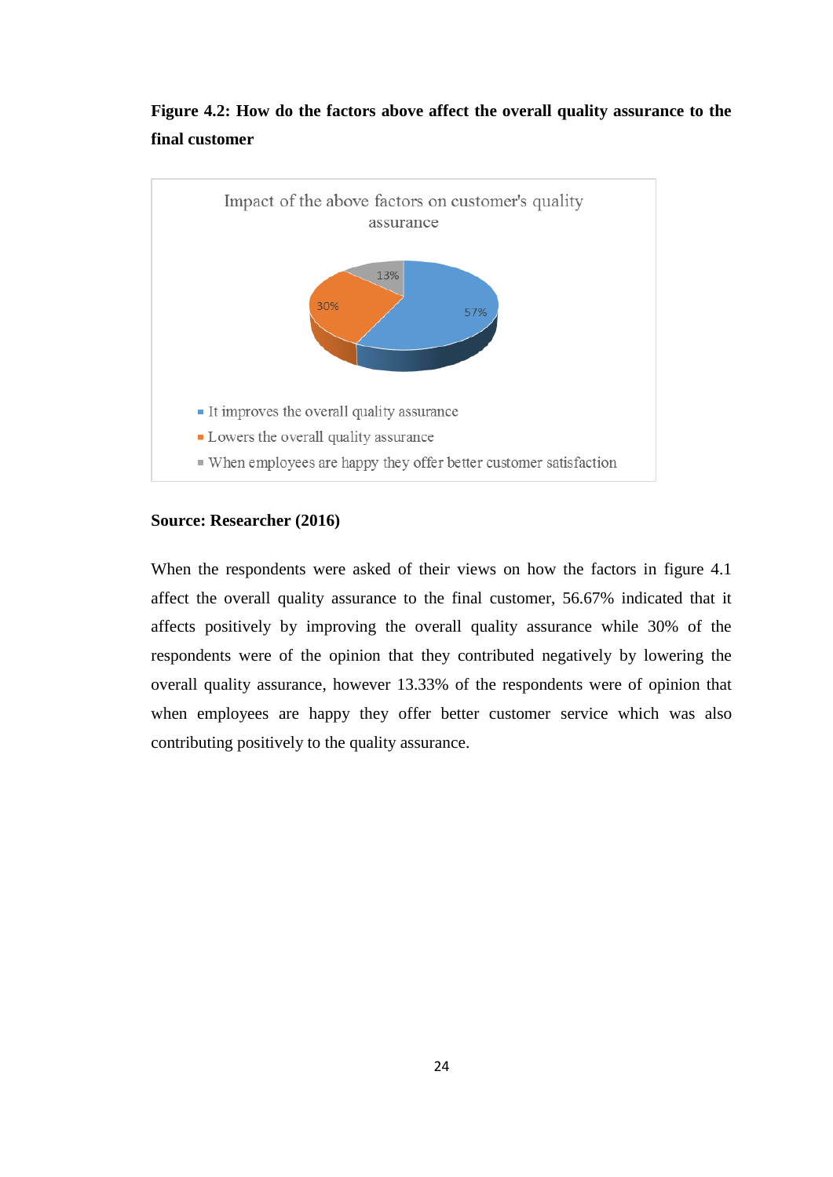**Figure 4.2: How do the factors above affect the overall quality assurance to the final customer**

**Source: Researcher (2016)**

When the respondents were asked of their views on how the factors in figure 4.1 affect the overall quality assurance to the final customer, 56.67% indicated that it affects positively by improving the overall quality assurance while 30% of the respondents were of the opinion that they contributed negatively by lowering the overall quality assurance, however 13.33% of the respondents were of opinion that when employees are happy they offer better customer service which was also contributing positively to the quality assurance.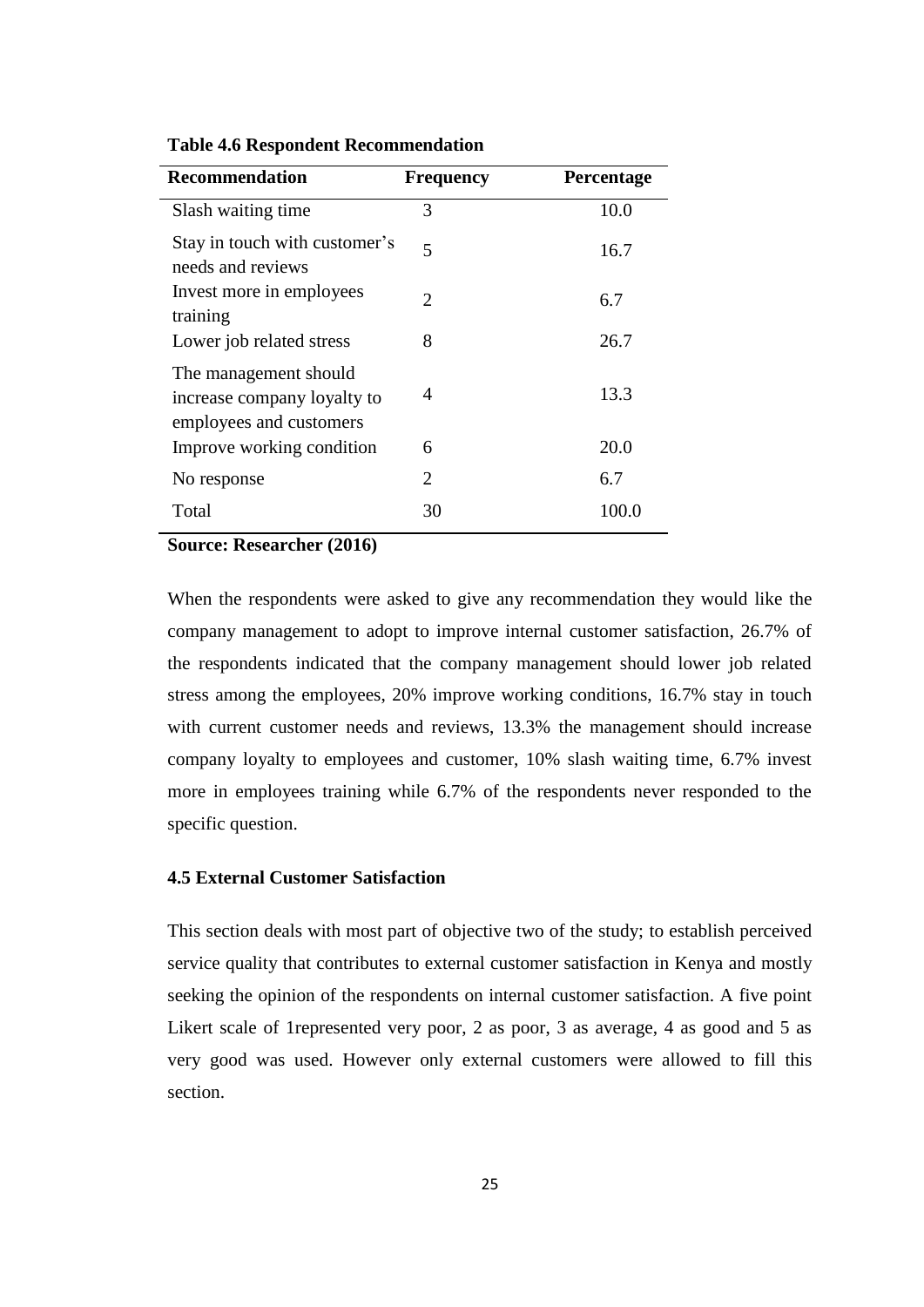**Table 4.6 Respondent Recommendation**

| Recommendation | Frequency | Percentage |
|---|---|---|
| Slash waiting time | 3 | 10.0 |
| Stay in touch with customer's needs and reviews | 5 | 16.7 |
| Invest more in employees training | 2 | 6.7 |
| Lower job related stress | 8 | 26.7 |
| The management should increase company loyalty to employees and customers | 4 | 13.3 |
| Improve working condition | 6 | 20.0 |
| No response | 2 | 6.7 |
| Total | 30 | 100.0 |

**Source: Researcher (2016)**

When the respondents were asked to give any recommendation they would like the company management to adopt to improve internal customer satisfaction, 26.7% of the respondents indicated that the company management should lower job related stress among the employees, 20% improve working conditions, 16.7% stay in touch with current customer needs and reviews, 13.3% the management should increase company loyalty to employees and customer, 10% slash waiting time, 6.7% invest more in employees training while 6.7% of the respondents never responded to the specific question.

### 4.5 External Customer Satisfaction

This section deals with most part of objective two of the study; to establish perceived service quality that contributes to external customer satisfaction in Kenya and mostly seeking the opinion of the respondents on internal customer satisfaction. A five point Likert scale of 1represented very poor, 2 as poor, 3 as average, 4 as good and 5 as very good was used. However only external customers were allowed to fill this section.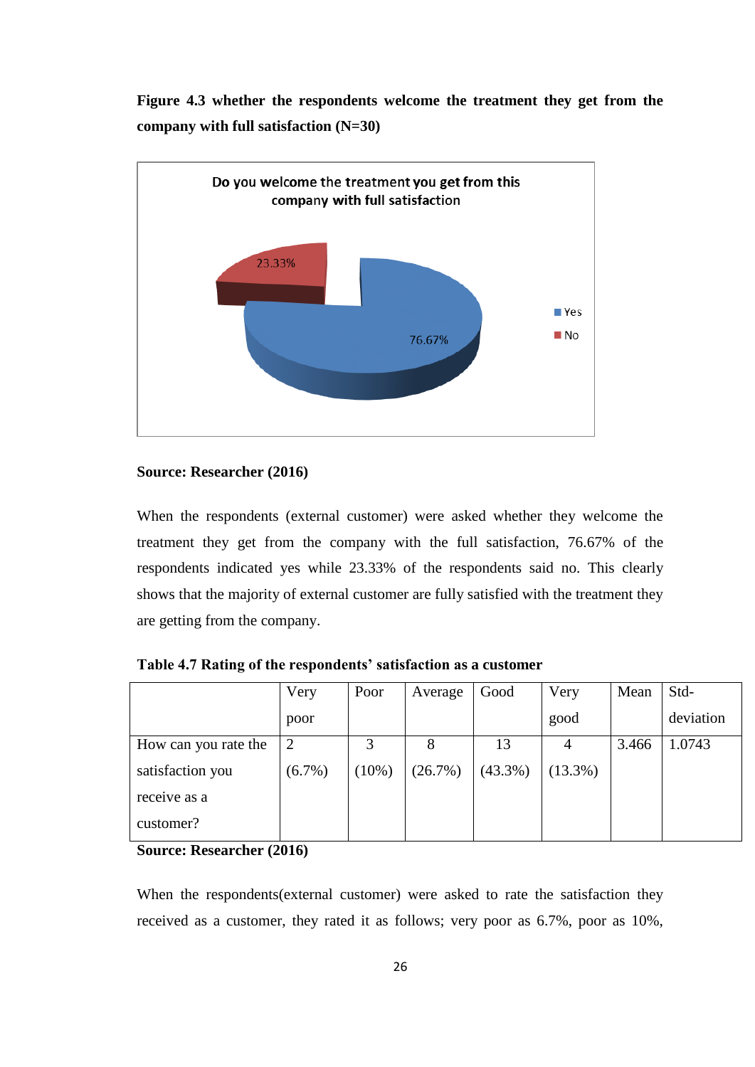**Figure 4.3 whether the respondents welcome the treatment they get from the company with full satisfaction (N=30)**

**Source: Researcher (2016)**

When the respondents (external customer) were asked whether they welcome the treatment they get from the company with the full satisfaction, 76.67% of the respondents indicated yes while 23.33% of the respondents said no. This clearly shows that the majority of external customer are fully satisfied with the treatment they are getting from the company.

**Table 4.7 Rating of the respondents' satisfaction as a customer**

| | Very poor | Poor | Average | Good | Very good | Mean | Std-deviation |
|---|---|---|---|---|---|---|---|
| How can you rate the satisfaction you receive as a customer? | 2 (6.7%) | 3 (10%) | 8 (26.7%) | 13 (43.3%) | 4 (13.3%) | 3.466 | 1.0743 |

**Source: Researcher (2016)**

When the respondents(external customer) were asked to rate the satisfaction they received as a customer, they rated it as follows; very poor as 6.7%, poor as 10%,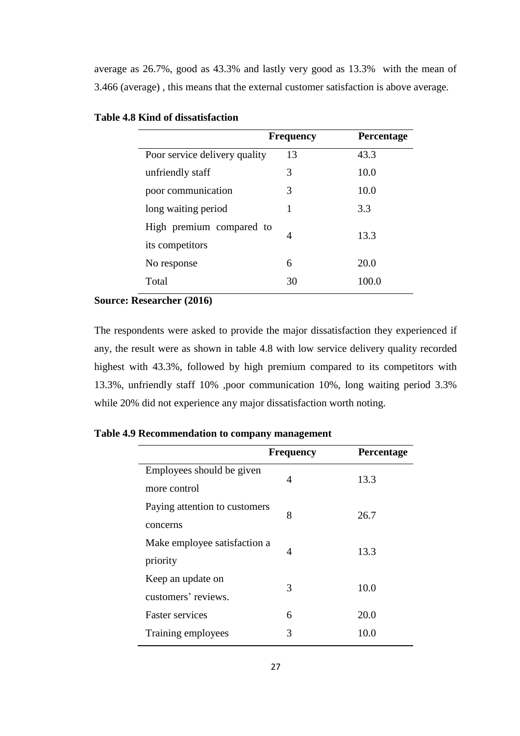average as 26.7%, good as 43.3% and lastly very good as 13.3% with the mean of 3.466 (average) , this means that the external customer satisfaction is above average.

**Table 4.8 Kind of dissatisfaction**

| | Frequency | Percentage |
|---|---|---|
| Poor service delivery quality | 13 | 43.3 |
| unfriendly staff | 3 | 10.0 |
| poor communication | 3 | 10.0 |
| long waiting period | 1 | 3.3 |
| High premium compared to its competitors | 4 | 13.3 |
| No response | 6 | 20.0 |
| Total | 30 | 100.0 |

**Source: Researcher (2016)**

The respondents were asked to provide the major dissatisfaction they experienced if any, the result were as shown in table 4.8 with low service delivery quality recorded highest with 43.3%, followed by high premium compared to its competitors with 13.3%, unfriendly staff 10% ,poor communication 10%, long waiting period 3.3% while 20% did not experience any major dissatisfaction worth noting.

**Table 4.9 Recommendation to company management**

| | Frequency | Percentage |
|---|---|---|
| Employees should be given more control | 4 | 13.3 |
| Paying attention to customers concerns | 8 | 26.7 |
| Make employee satisfaction a priority | 4 | 13.3 |
| Keep an update on customers' reviews. | 3 | 10.0 |
| Faster services | 6 | 20.0 |
| Training employees | 3 | 10.0 |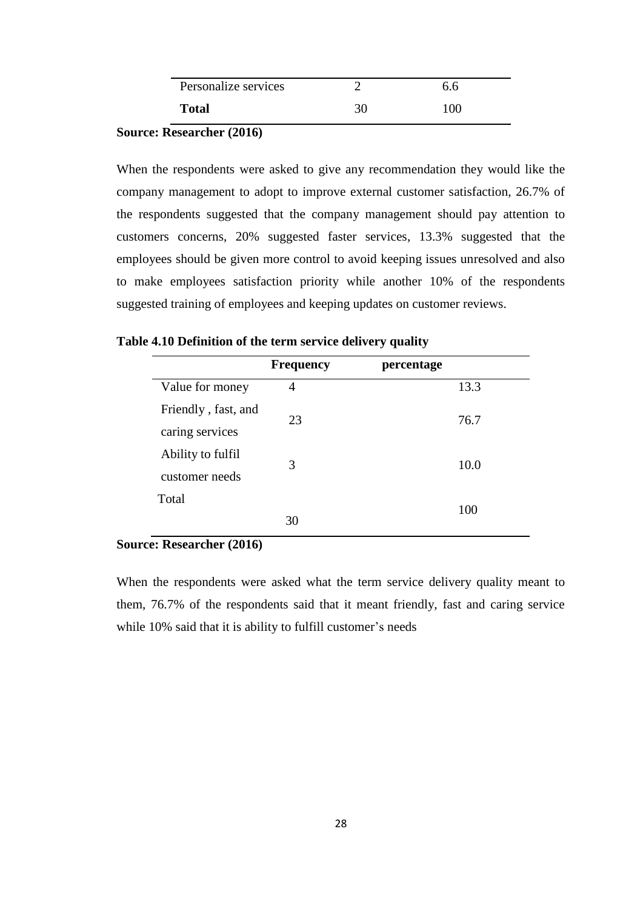| | | |
|---|---|---|
| Personalize services | 2 | 6.6 |
| **Total** | 30 | 100 |

**Source: Researcher (2016)**

When the respondents were asked to give any recommendation they would like the company management to adopt to improve external customer satisfaction, 26.7% of the respondents suggested that the company management should pay attention to customers concerns, 20% suggested faster services, 13.3% suggested that the employees should be given more control to avoid keeping issues unresolved and also to make employees satisfaction priority while another 10% of the respondents suggested training of employees and keeping updates on customer reviews.

**Table 4.10 Definition of the term service delivery quality**

| | **Frequency** | **percentage** |
|---|---|---|
| Value for money | 4 | 13.3 |
| Friendly , fast, and caring services | 23 | 76.7 |
| Ability to fulfil customer needs | 3 | 10.0 |
| Total | 30 | 100 |

**Source: Researcher (2016)**

When the respondents were asked what the term service delivery quality meant to them, 76.7% of the respondents said that it meant friendly, fast and caring service while 10% said that it is ability to fulfill customer's needs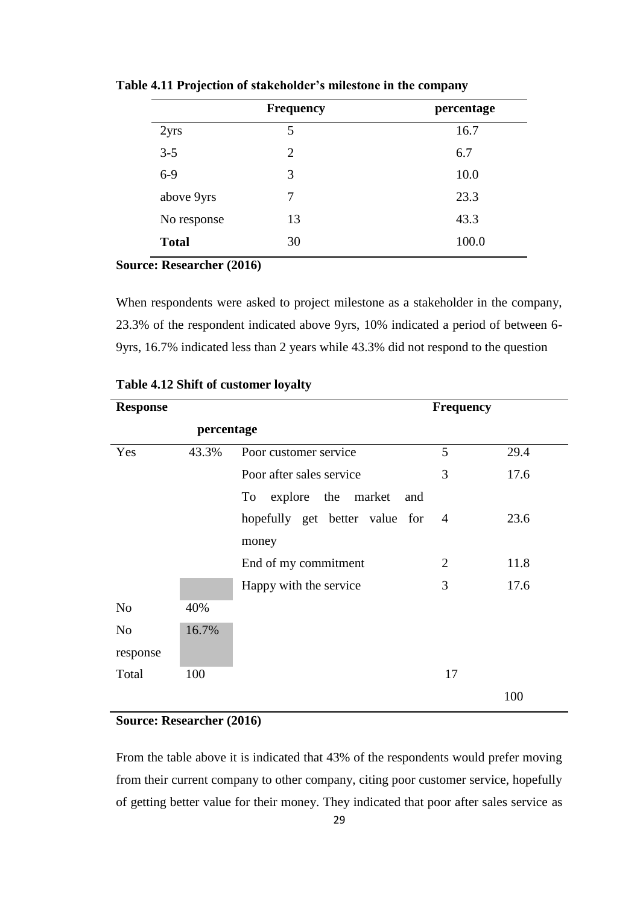**Table 4.11 Projection of stakeholder's milestone in the company**

| | Frequency | percentage |
|---|---|---|
| 2yrs | 5 | 16.7 |
| 3-5 | 2 | 6.7 |
| 6-9 | 3 | 10.0 |
| above 9yrs | 7 | 23.3 |
| No response | 13 | 43.3 |
| **Total** | 30 | 100.0 |

**Source: Researcher (2016)**

When respondents were asked to project milestone as a stakeholder in the company, 23.3% of the respondent indicated above 9yrs, 10% indicated a period of between 6-9yrs, 16.7% indicated less than 2 years while 43.3% did not respond to the question

**Table 4.12 Shift of customer loyalty**

| Response | percentage | | Frequency | |
|---|---|---|---|---|
| Yes | 43.3% | Poor customer service | 5 | 29.4 |
| | | Poor after sales service | 3 | 17.6 |
| | | To explore the market and hopefully get better value for money | 4 | 23.6 |
| | | End of my commitment | 2 | 11.8 |
| | | Happy with the service | 3 | 17.6 |
| No | 40% | | | |
| No response | 16.7% | | | |
| Total | 100 | | 17 | 100 |

**Source: Researcher (2016)**

From the table above it is indicated that 43% of the respondents would prefer moving from their current company to other company, citing poor customer service, hopefully of getting better value for their money. They indicated that poor after sales service as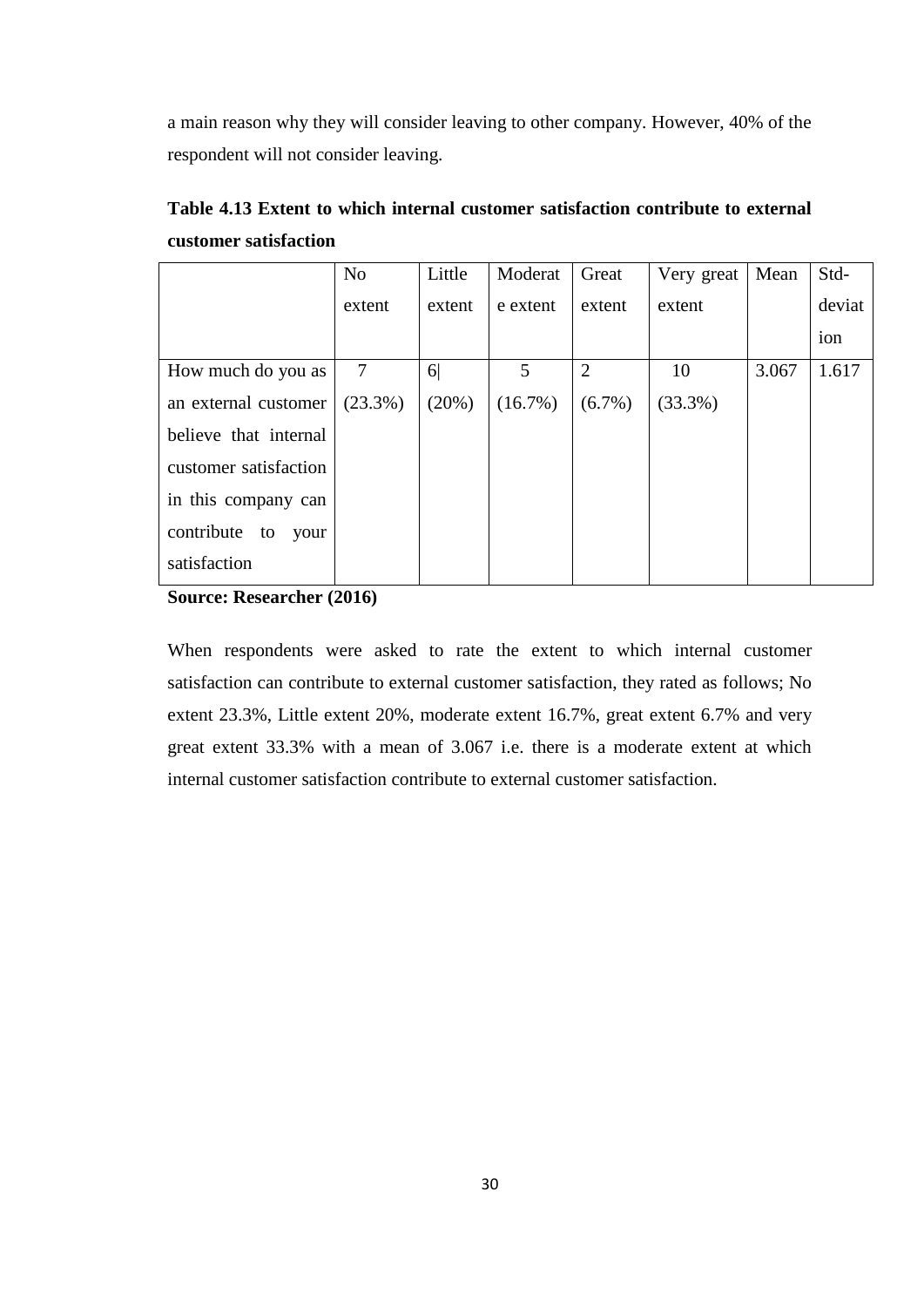a main reason why they will consider leaving to other company. However, 40% of the respondent will not consider leaving.

**Table 4.13 Extent to which internal customer satisfaction contribute to external customer satisfaction**

| | No extent | Little extent | Moderate extent | Great extent | Very great extent | Mean | Std-deviation |
|---|---|---|---|---|---|---|---|
| How much do you as an external customer believe that internal customer satisfaction in this company can contribute to your satisfaction | 7 (23.3%) | 6\| (20%) | 5 (16.7%) | 2 (6.7%) | 10 (33.3%) | 3.067 | 1.617 |

**Source: Researcher (2016)**

When respondents were asked to rate the extent to which internal customer satisfaction can contribute to external customer satisfaction, they rated as follows; No extent 23.3%, Little extent 20%, moderate extent 16.7%, great extent 6.7% and very great extent 33.3% with a mean of 3.067 i.e. there is a moderate extent at which internal customer satisfaction contribute to external customer satisfaction.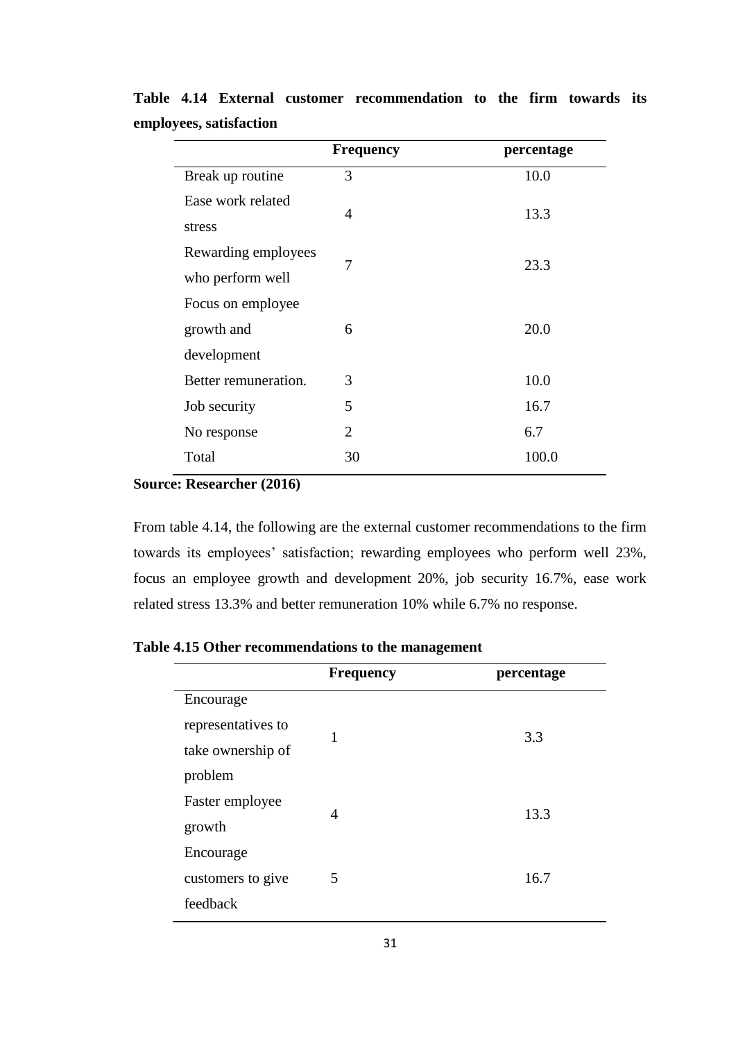**Table 4.14 External customer recommendation to the firm towards its employees, satisfaction**

| | Frequency | percentage |
|---|---|---|
| Break up routine | 3 | 10.0 |
| Ease work related stress | 4 | 13.3 |
| Rewarding employees who perform well | 7 | 23.3 |
| Focus on employee growth and development | 6 | 20.0 |
| Better remuneration. | 3 | 10.0 |
| Job security | 5 | 16.7 |
| No response | 2 | 6.7 |
| Total | 30 | 100.0 |

**Source: Researcher (2016)**

From table 4.14, the following are the external customer recommendations to the firm towards its employees' satisfaction; rewarding employees who perform well 23%, focus an employee growth and development 20%, job security 16.7%, ease work related stress 13.3% and better remuneration 10% while 6.7% no response.

**Table 4.15 Other recommendations to the management**

| | Frequency | percentage |
|---|---|---|
| Encourage representatives to take ownership of problem | 1 | 3.3 |
| Faster employee growth | 4 | 13.3 |
| Encourage customers to give feedback | 5 | 16.7 |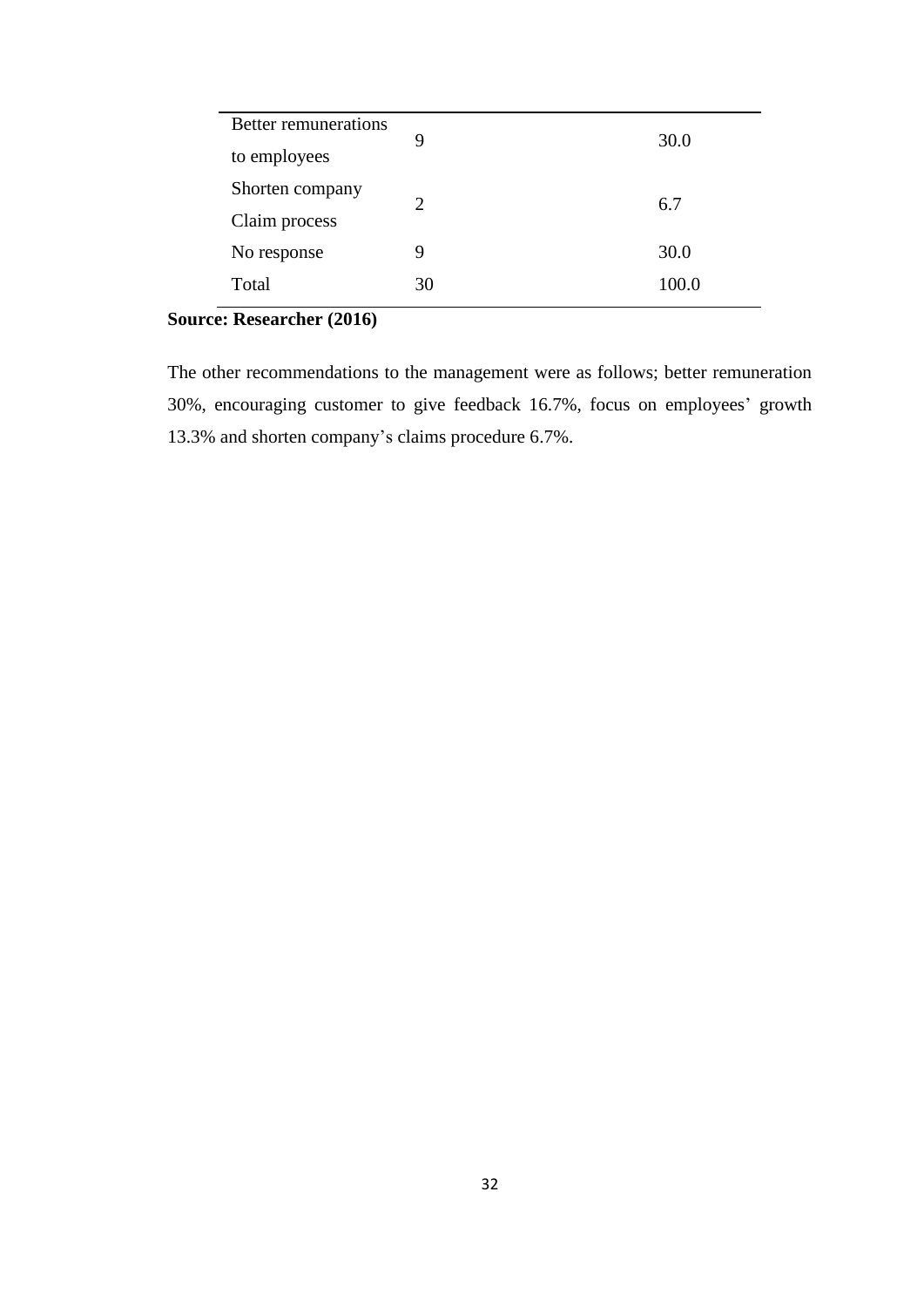| | | |
|---|---|---|
| Better remunerations to employees | 9 | 30.0 |
| Shorten company Claim process | 2 | 6.7 |
| No response | 9 | 30.0 |
| Total | 30 | 100.0 |

**Source: Researcher (2016)**

The other recommendations to the management were as follows; better remuneration 30%, encouraging customer to give feedback 16.7%, focus on employees' growth 13.3% and shorten company's claims procedure 6.7%.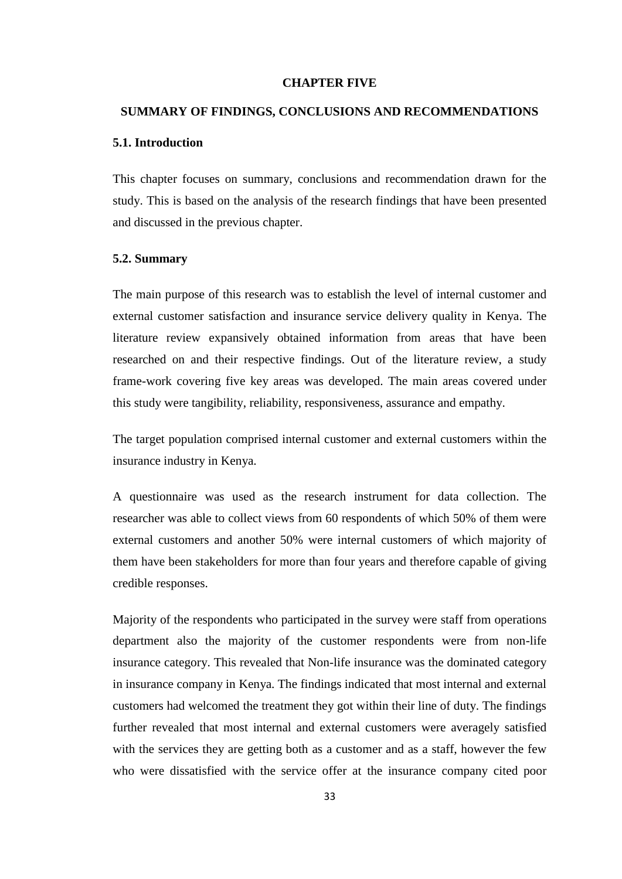# CHAPTER FIVE

## SUMMARY OF FINDINGS, CONCLUSIONS AND RECOMMENDATIONS

### 5.1. Introduction

This chapter focuses on summary, conclusions and recommendation drawn for the study. This is based on the analysis of the research findings that have been presented and discussed in the previous chapter.

### 5.2. Summary

The main purpose of this research was to establish the level of internal customer and external customer satisfaction and insurance service delivery quality in Kenya. The literature review expansively obtained information from areas that have been researched on and their respective findings. Out of the literature review, a study frame-work covering five key areas was developed. The main areas covered under this study were tangibility, reliability, responsiveness, assurance and empathy.

The target population comprised internal customer and external customers within the insurance industry in Kenya.

A questionnaire was used as the research instrument for data collection. The researcher was able to collect views from 60 respondents of which 50% of them were external customers and another 50% were internal customers of which majority of them have been stakeholders for more than four years and therefore capable of giving credible responses.

Majority of the respondents who participated in the survey were staff from operations department also the majority of the customer respondents were from non-life insurance category. This revealed that Non-life insurance was the dominated category in insurance company in Kenya. The findings indicated that most internal and external customers had welcomed the treatment they got within their line of duty. The findings further revealed that most internal and external customers were averagely satisfied with the services they are getting both as a customer and as a staff, however the few who were dissatisfied with the service offer at the insurance company cited poor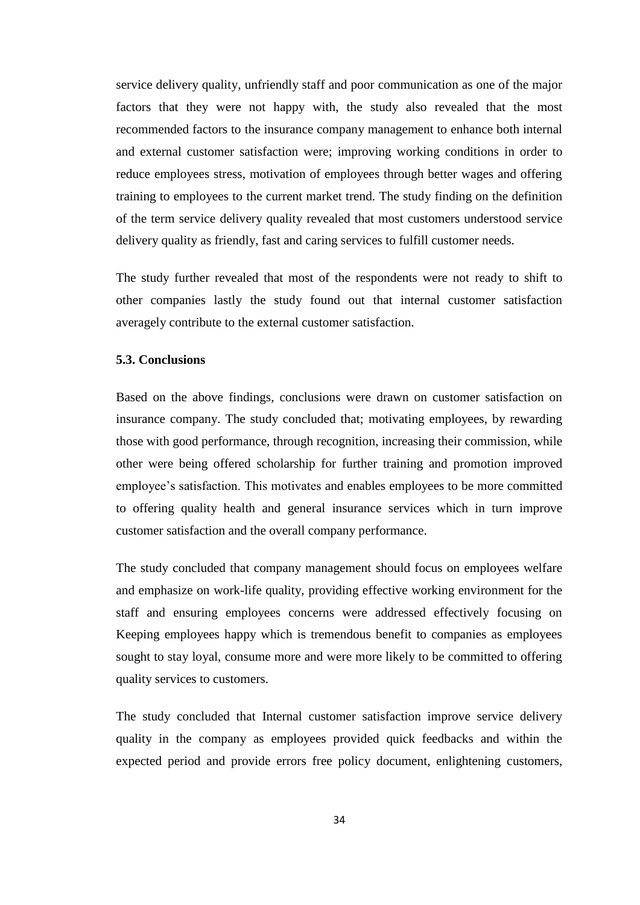service delivery quality, unfriendly staff and poor communication as one of the major factors that they were not happy with, the study also revealed that the most recommended factors to the insurance company management to enhance both internal and external customer satisfaction were; improving working conditions in order to reduce employees stress, motivation of employees through better wages and offering training to employees to the current market trend. The study finding on the definition of the term service delivery quality revealed that most customers understood service delivery quality as friendly, fast and caring services to fulfill customer needs.

The study further revealed that most of the respondents were not ready to shift to other companies lastly the study found out that internal customer satisfaction averagely contribute to the external customer satisfaction.

### 5.3. Conclusions

Based on the above findings, conclusions were drawn on customer satisfaction on insurance company. The study concluded that; motivating employees, by rewarding those with good performance, through recognition, increasing their commission, while other were being offered scholarship for further training and promotion improved employee's satisfaction. This motivates and enables employees to be more committed to offering quality health and general insurance services which in turn improve customer satisfaction and the overall company performance.

The study concluded that company management should focus on employees welfare and emphasize on work-life quality, providing effective working environment for the staff and ensuring employees concerns were addressed effectively focusing on Keeping employees happy which is tremendous benefit to companies as employees sought to stay loyal, consume more and were more likely to be committed to offering quality services to customers.

The study concluded that Internal customer satisfaction improve service delivery quality in the company as employees provided quick feedbacks and within the expected period and provide errors free policy document, enlightening customers,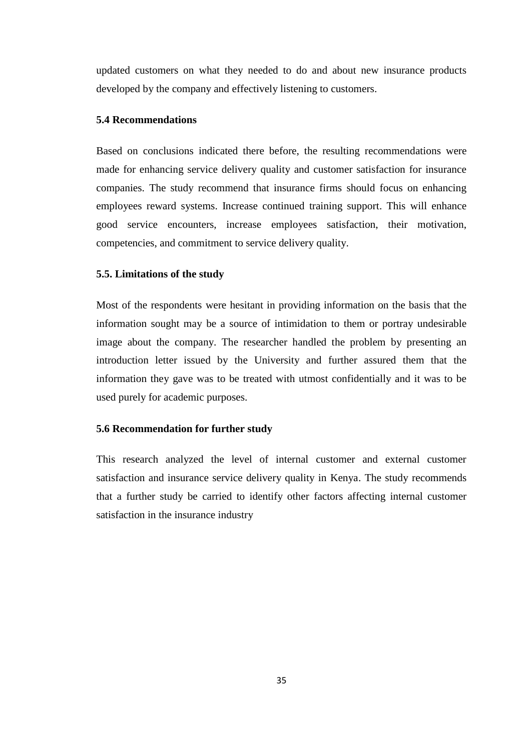updated customers on what they needed to do and about new insurance products developed by the company and effectively listening to customers.

### 5.4 Recommendations

Based on conclusions indicated there before, the resulting recommendations were made for enhancing service delivery quality and customer satisfaction for insurance companies. The study recommend that insurance firms should focus on enhancing employees reward systems. Increase continued training support. This will enhance good service encounters, increase employees satisfaction, their motivation, competencies, and commitment to service delivery quality.

### 5.5. Limitations of the study

Most of the respondents were hesitant in providing information on the basis that the information sought may be a source of intimidation to them or portray undesirable image about the company. The researcher handled the problem by presenting an introduction letter issued by the University and further assured them that the information they gave was to be treated with utmost confidentially and it was to be used purely for academic purposes.

### 5.6 Recommendation for further study

This research analyzed the level of internal customer and external customer satisfaction and insurance service delivery quality in Kenya. The study recommends that a further study be carried to identify other factors affecting internal customer satisfaction in the insurance industry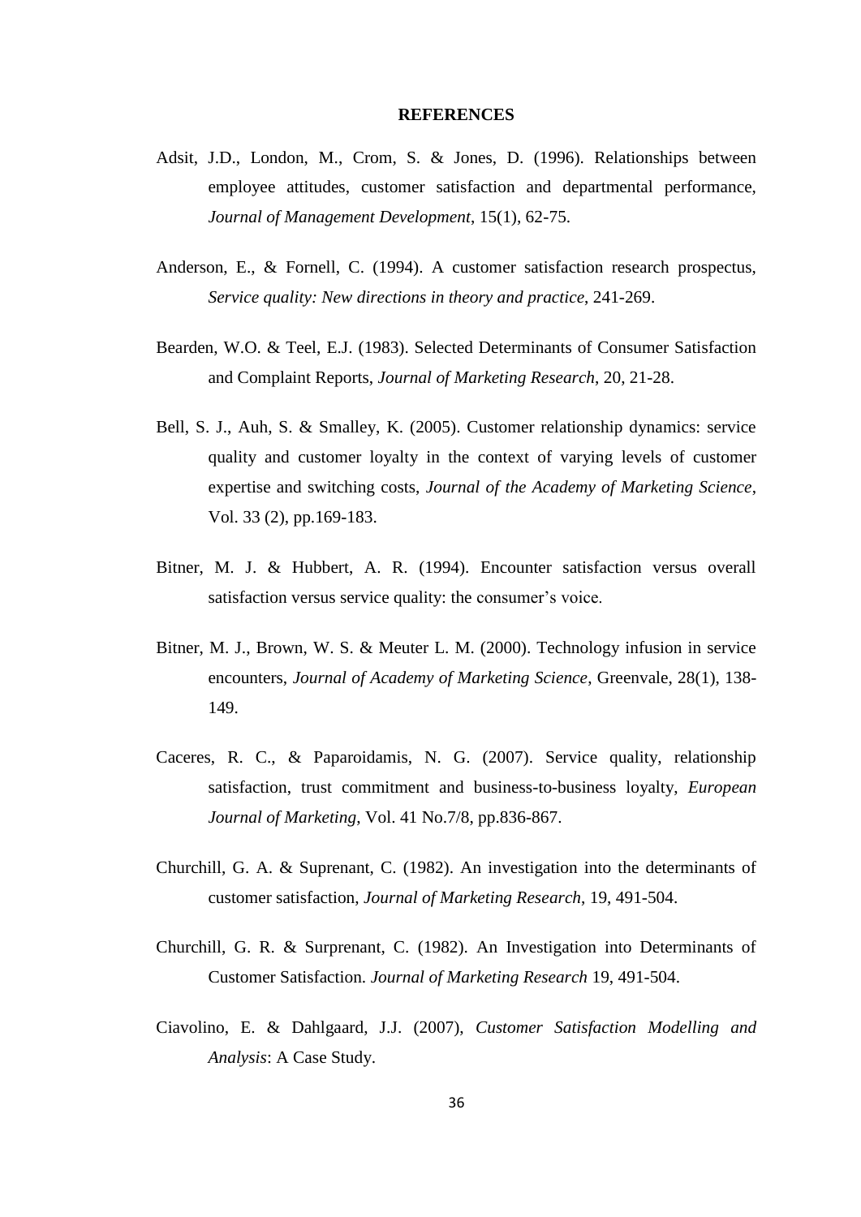# REFERENCES

Adsit, J.D., London, M., Crom, S. & Jones, D. (1996). Relationships between employee attitudes, customer satisfaction and departmental performance, *Journal of Management Development*, 15(1), 62-75.

Anderson, E., & Fornell, C. (1994). A customer satisfaction research prospectus, *Service quality: New directions in theory and practice*, 241-269.

Bearden, W.O. & Teel, E.J. (1983). Selected Determinants of Consumer Satisfaction and Complaint Reports, *Journal of Marketing Research*, 20, 21-28.

Bell, S. J., Auh, S. & Smalley, K. (2005). Customer relationship dynamics: service quality and customer loyalty in the context of varying levels of customer expertise and switching costs, *Journal of the Academy of Marketing Science*, Vol. 33 (2), pp.169-183.

Bitner, M. J. & Hubbert, A. R. (1994). Encounter satisfaction versus overall satisfaction versus service quality: the consumer's voice.

Bitner, M. J., Brown, W. S. & Meuter L. M. (2000). Technology infusion in service encounters, *Journal of Academy of Marketing Science*, Greenvale, 28(1), 138-149.

Caceres, R. C., & Paparoidamis, N. G. (2007). Service quality, relationship satisfaction, trust commitment and business-to-business loyalty, *European Journal of Marketing,* Vol. 41 No.7/8, pp.836-867.

Churchill, G. A. & Suprenant, C. (1982). An investigation into the determinants of customer satisfaction, *Journal of Marketing Research*, 19, 491-504.

Churchill, G. R. & Surprenant, C. (1982). An Investigation into Determinants of Customer Satisfaction. *Journal of Marketing Research* 19, 491-504.

Ciavolino, E. & Dahlgaard, J.J. (2007), *Customer Satisfaction Modelling and Analysis*: A Case Study.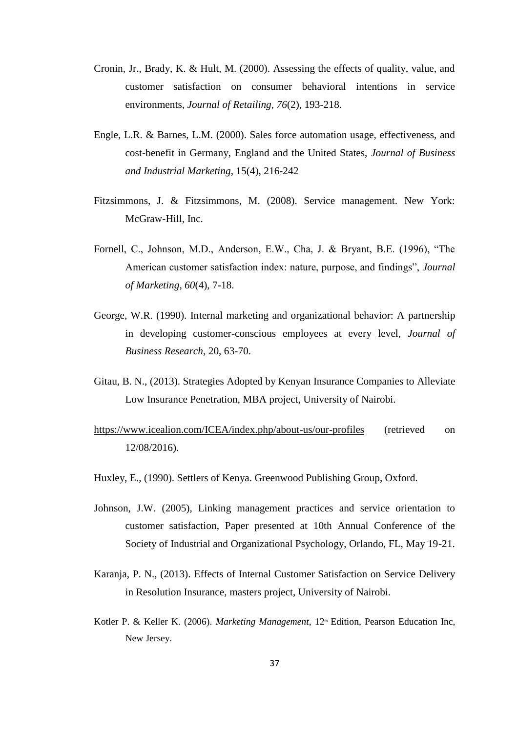Cronin, Jr., Brady, K. & Hult, M. (2000). Assessing the effects of quality, value, and customer satisfaction on consumer behavioral intentions in service environments, *Journal of Retailing*, *76*(2), 193-218.

Engle, L.R. & Barnes, L.M. (2000). Sales force automation usage, effectiveness, and cost-benefit in Germany, England and the United States, *Journal of Business and Industrial Marketing*, 15(4), 216-242

Fitzsimmons, J. & Fitzsimmons, M. (2008). Service management. New York: McGraw-Hill, Inc.

Fornell, C., Johnson, M.D., Anderson, E.W., Cha, J. & Bryant, B.E. (1996), "The American customer satisfaction index: nature, purpose, and findings", *Journal of Marketing*, *60*(4), 7-18.

George, W.R. (1990). Internal marketing and organizational behavior: A partnership in developing customer-conscious employees at every level, *Journal of Business Research*, 20, 63-70.

Gitau, B. N., (2013). Strategies Adopted by Kenyan Insurance Companies to Alleviate Low Insurance Penetration, MBA project, University of Nairobi.

https://www.icealion.com/ICEA/index.php/about-us/our-profiles (retrieved on 12/08/2016).

Huxley, E., (1990). Settlers of Kenya. Greenwood Publishing Group, Oxford.

Johnson, J.W. (2005), Linking management practices and service orientation to customer satisfaction, Paper presented at 10th Annual Conference of the Society of Industrial and Organizational Psychology, Orlando, FL, May 19-21.

Karanja, P. N., (2013). Effects of Internal Customer Satisfaction on Service Delivery in Resolution Insurance, masters project, University of Nairobi.

Kotler P. & Keller K. (2006). *Marketing Management*, 12th Edition, Pearson Education Inc, New Jersey.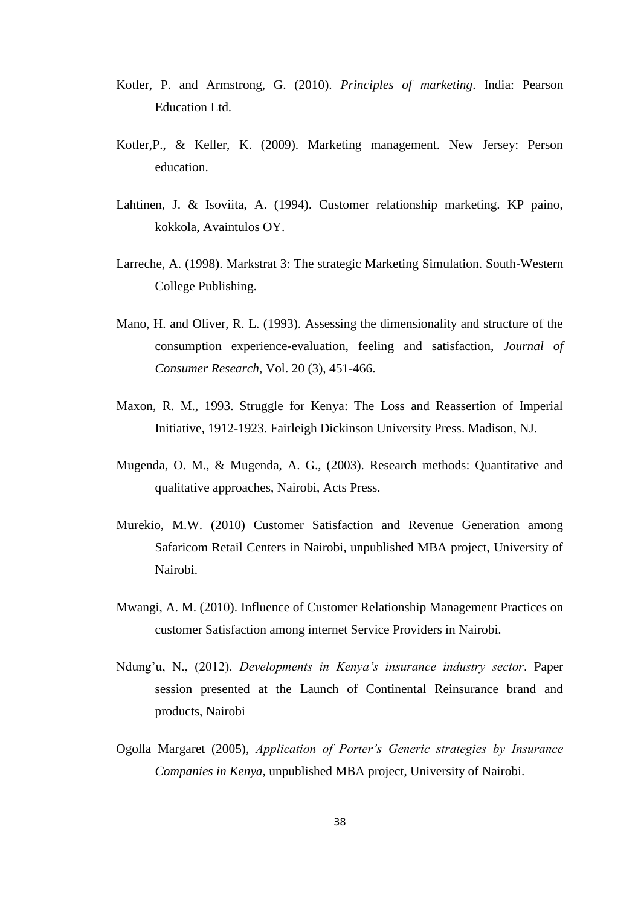Kotler, P. and Armstrong, G. (2010). *Principles of marketing*. India: Pearson Education Ltd.

Kotler,P., & Keller, K. (2009). Marketing management. New Jersey: Person education.

Lahtinen, J. & Isoviita, A. (1994). Customer relationship marketing. KP paino, kokkola, Avaintulos OY.

Larreche, A. (1998). Markstrat 3: The strategic Marketing Simulation. South-Western College Publishing.

Mano, H. and Oliver, R. L. (1993). Assessing the dimensionality and structure of the consumption experience-evaluation, feeling and satisfaction, *Journal of Consumer Research*, Vol. 20 (3), 451-466.

Maxon, R. M., 1993. Struggle for Kenya: The Loss and Reassertion of Imperial Initiative, 1912-1923. Fairleigh Dickinson University Press. Madison, NJ.

Mugenda, O. M., & Mugenda, A. G., (2003). Research methods: Quantitative and qualitative approaches, Nairobi, Acts Press.

Murekio, M.W. (2010) Customer Satisfaction and Revenue Generation among Safaricom Retail Centers in Nairobi, unpublished MBA project, University of Nairobi.

Mwangi, A. M. (2010). Influence of Customer Relationship Management Practices on customer Satisfaction among internet Service Providers in Nairobi.

Ndung'u, N., (2012). *Developments in Kenya's insurance industry sector*. Paper session presented at the Launch of Continental Reinsurance brand and products, Nairobi

Ogolla Margaret (2005), *Application of Porter's Generic strategies by Insurance Companies in Kenya*, unpublished MBA project, University of Nairobi.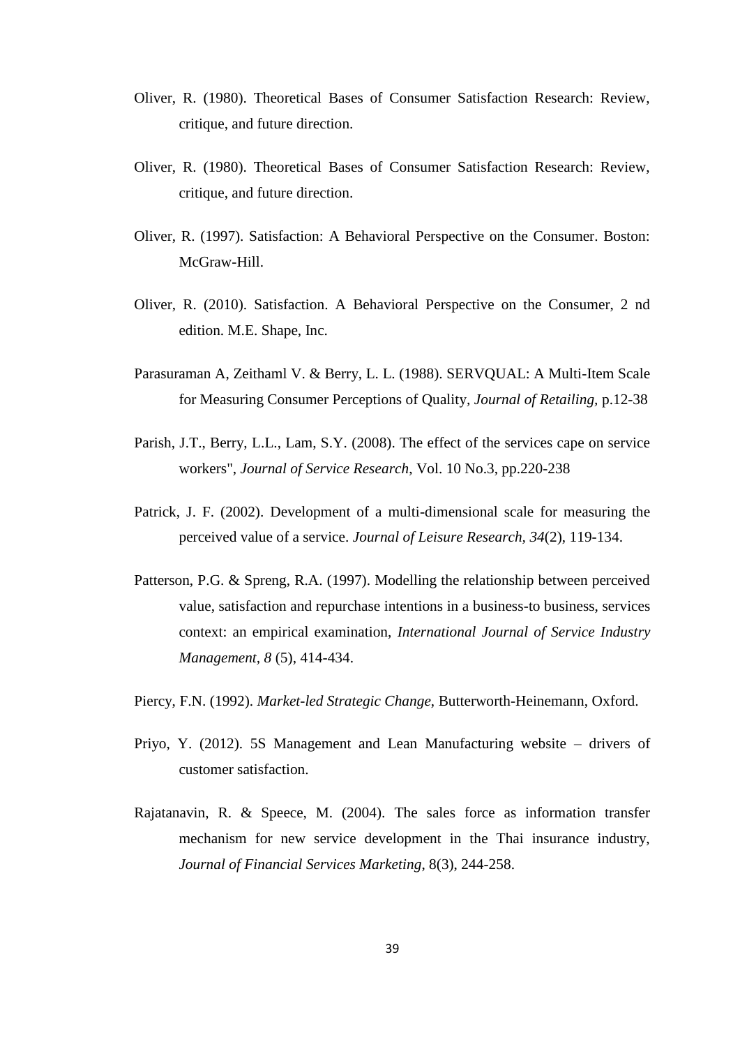Oliver, R. (1980). Theoretical Bases of Consumer Satisfaction Research: Review, critique, and future direction.

Oliver, R. (1980). Theoretical Bases of Consumer Satisfaction Research: Review, critique, and future direction.

Oliver, R. (1997). Satisfaction: A Behavioral Perspective on the Consumer. Boston: McGraw-Hill.

Oliver, R. (2010). Satisfaction. A Behavioral Perspective on the Consumer, 2 nd edition. M.E. Shape, Inc.

Parasuraman A, Zeithaml V. & Berry, L. L. (1988). SERVQUAL: A Multi-Item Scale for Measuring Consumer Perceptions of Quality, *Journal of Retailing,* p.12-38

Parish, J.T., Berry, L.L., Lam, S.Y. (2008). The effect of the services cape on service workers", *Journal of Service Research*, Vol. 10 No.3, pp.220-238

Patrick, J. F. (2002). Development of a multi-dimensional scale for measuring the perceived value of a service. *Journal of Leisure Research*, *34*(2), 119-134.

Patterson, P.G. & Spreng, R.A. (1997). Modelling the relationship between perceived value, satisfaction and repurchase intentions in a business-to business, services context: an empirical examination, *International Journal of Service Industry Management, 8* (5), 414-434.

Piercy, F.N. (1992). *Market-led Strategic Change*, Butterworth-Heinemann, Oxford.

Priyo, Y. (2012). 5S Management and Lean Manufacturing website – drivers of customer satisfaction.

Rajatanavin, R. & Speece, M. (2004). The sales force as information transfer mechanism for new service development in the Thai insurance industry, *Journal of Financial Services Marketing*, 8(3), 244-258.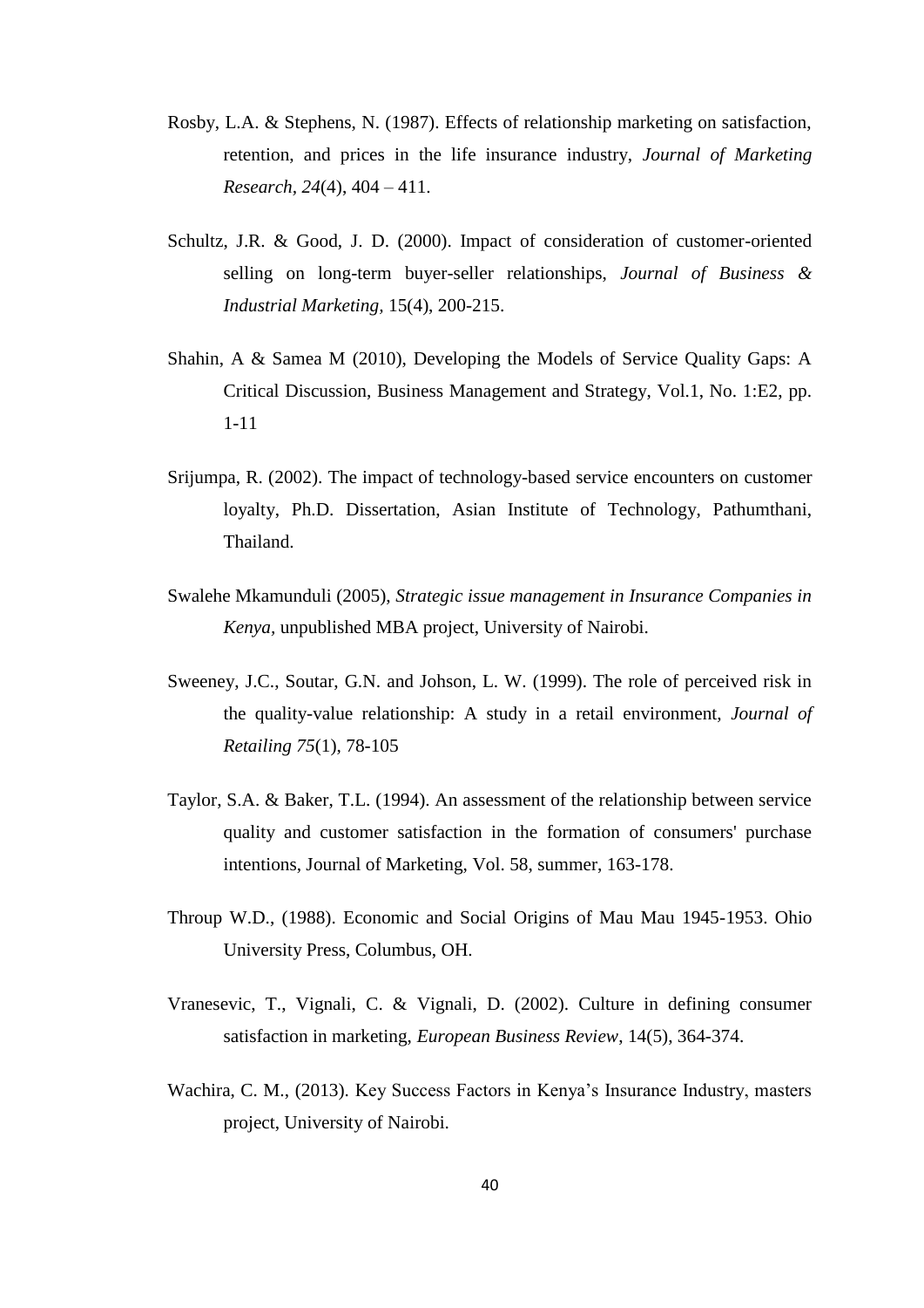Rosby, L.A. & Stephens, N. (1987). Effects of relationship marketing on satisfaction, retention, and prices in the life insurance industry, *Journal of Marketing Research, 24*(4), 404 – 411.

Schultz, J.R. & Good, J. D. (2000). Impact of consideration of customer-oriented selling on long-term buyer-seller relationships, *Journal of Business & Industrial Marketing*, 15(4), 200-215.

Shahin, A & Samea M (2010), Developing the Models of Service Quality Gaps: A Critical Discussion, Business Management and Strategy, Vol.1, No. 1:E2, pp. 1-11

Srijumpa, R. (2002). The impact of technology-based service encounters on customer loyalty, Ph.D. Dissertation, Asian Institute of Technology, Pathumthani, Thailand.

Swalehe Mkamunduli (2005), *Strategic issue management in Insurance Companies in Kenya*, unpublished MBA project, University of Nairobi.

Sweeney, J.C., Soutar, G.N. and Johson, L. W. (1999). The role of perceived risk in the quality-value relationship: A study in a retail environment, *Journal of Retailing 75*(1), 78-105

Taylor, S.A. & Baker, T.L. (1994). An assessment of the relationship between service quality and customer satisfaction in the formation of consumers' purchase intentions, Journal of Marketing, Vol. 58, summer, 163-178.

Throup W.D., (1988). Economic and Social Origins of Mau Mau 1945-1953. Ohio University Press, Columbus, OH.

Vranesevic, T., Vignali, C. & Vignali, D. (2002). Culture in defining consumer satisfaction in marketing, *European Business Review*, 14(5), 364-374.

Wachira, C. M., (2013). Key Success Factors in Kenya's Insurance Industry, masters project, University of Nairobi.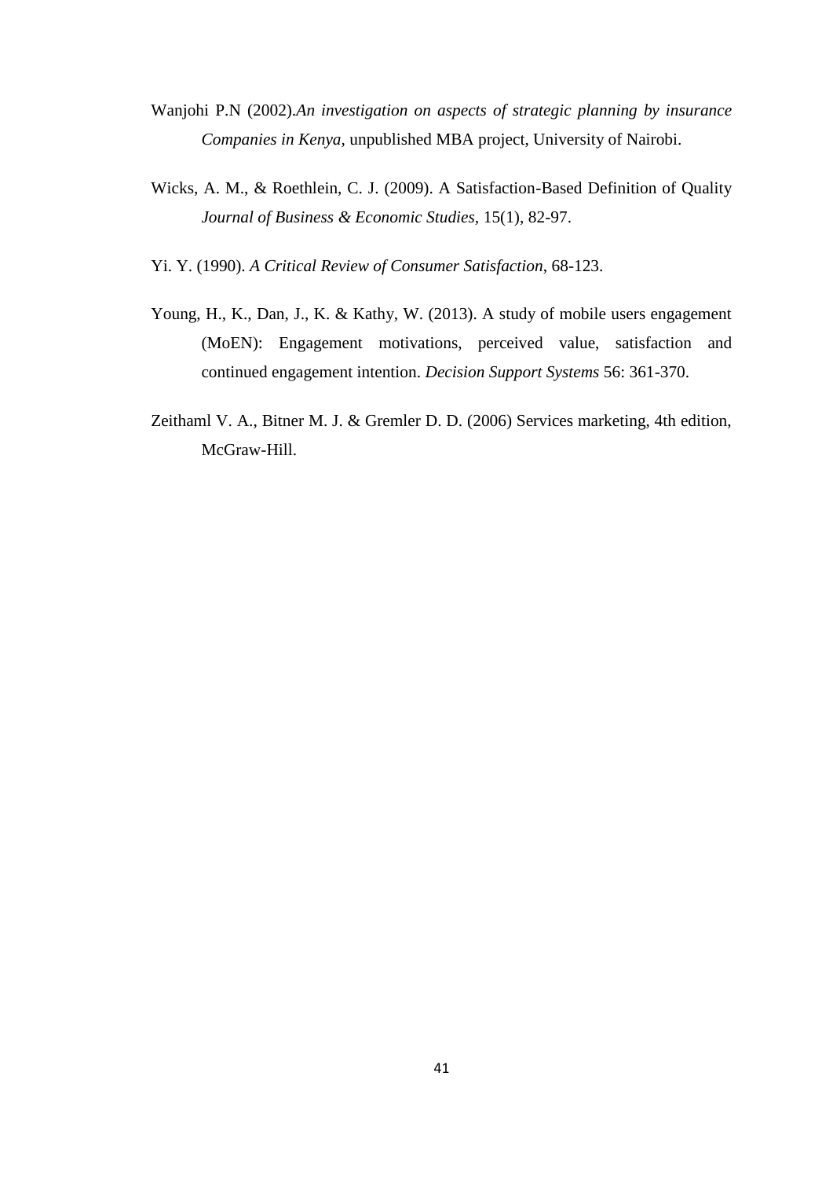Wanjohi P.N (2002).*An investigation on aspects of strategic planning by insurance Companies in Kenya,* unpublished MBA project, University of Nairobi.

Wicks, A. M., & Roethlein, C. J. (2009). A Satisfaction-Based Definition of Quality *Journal of Business & Economic Studies*, 15(1), 82-97.

Yi. Y. (1990). *A Critical Review of Consumer Satisfaction*, 68-123.

Young, H., K., Dan, J., K. & Kathy, W. (2013). A study of mobile users engagement (MoEN): Engagement motivations, perceived value, satisfaction and continued engagement intention. *Decision Support Systems* 56: 361-370.

Zeithaml V. A., Bitner M. J. & Gremler D. D. (2006) Services marketing, 4th edition, McGraw-Hill.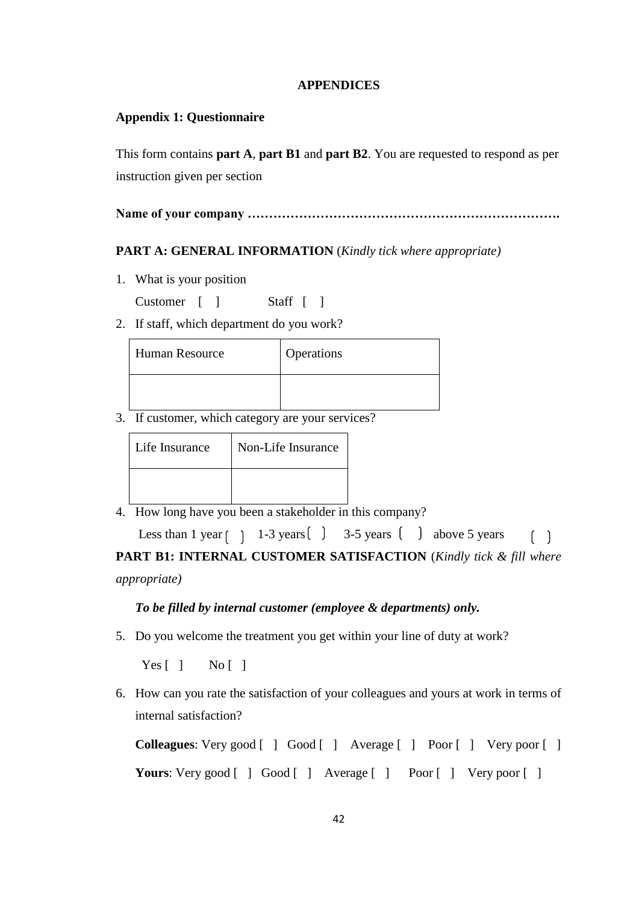## APPENDICES

### Appendix 1: Questionnaire

This form contains **part A**, **part B1** and **part B2**. You are requested to respond as per instruction given per section

**Name of your company ……………………………………………………………….**

**PART A: GENERAL INFORMATION** (*Kindly tick where appropriate)*

1. What is your position

   Customer [ ]  Staff [ ]

2. If staff, which department do you work?

| Human Resource | Operations |
|---|---|
| | |

3. If customer, which category are your services?

| Life Insurance | Non-Life Insurance |
|---|---|
| | |

4. How long have you been a stakeholder in this company?

   Less than 1 year ( ) 1-3 years ( ) 3-5 years ( ) above 5 years ( )

**PART B1: INTERNAL CUSTOMER SATISFACTION** (*Kindly tick & fill where appropriate)*

***To be filled by internal customer (employee & departments) only.***

5. Do you welcome the treatment you get within your line of duty at work?

   Yes [ ]  No [ ]

6. How can you rate the satisfaction of your colleagues and yours at work in terms of internal satisfaction?

   **Colleagues**: Very good [ ] Good [ ] Average [ ] Poor [ ] Very poor [ ]

   **Yours**: Very good [ ] Good [ ] Average [ ] Poor [ ] Very poor [ ]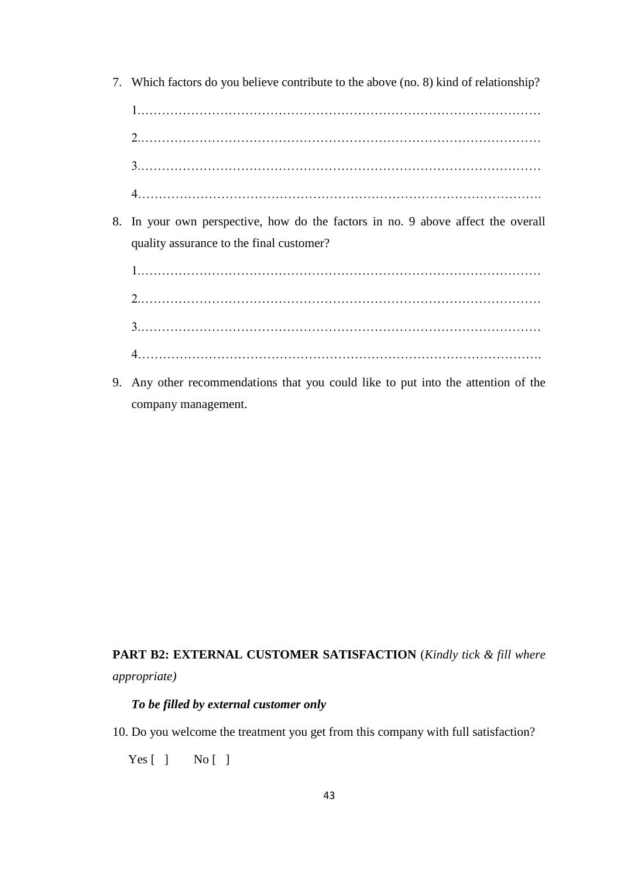7. Which factors do you believe contribute to the above (no. 8) kind of relationship?

   1.……………………………………………………………………………………

   2.……………………………………………………………………………………

   3.……………………………………………………………………………………

   4…………………………………………………………………………………….

8. In your own perspective, how do the factors in no. 9 above affect the overall quality assurance to the final customer?

   1.……………………………………………………………………………………

   2.……………………………………………………………………………………

   3.……………………………………………………………………………………

   4…………………………………………………………………………………….

9. Any other recommendations that you could like to put into the attention of the company management.

**PART B2: EXTERNAL CUSTOMER SATISFACTION** (*Kindly tick & fill where appropriate)*

***To be filled by external customer only***

10. Do you welcome the treatment you get from this company with full satisfaction?

    Yes [ ]   No [ ]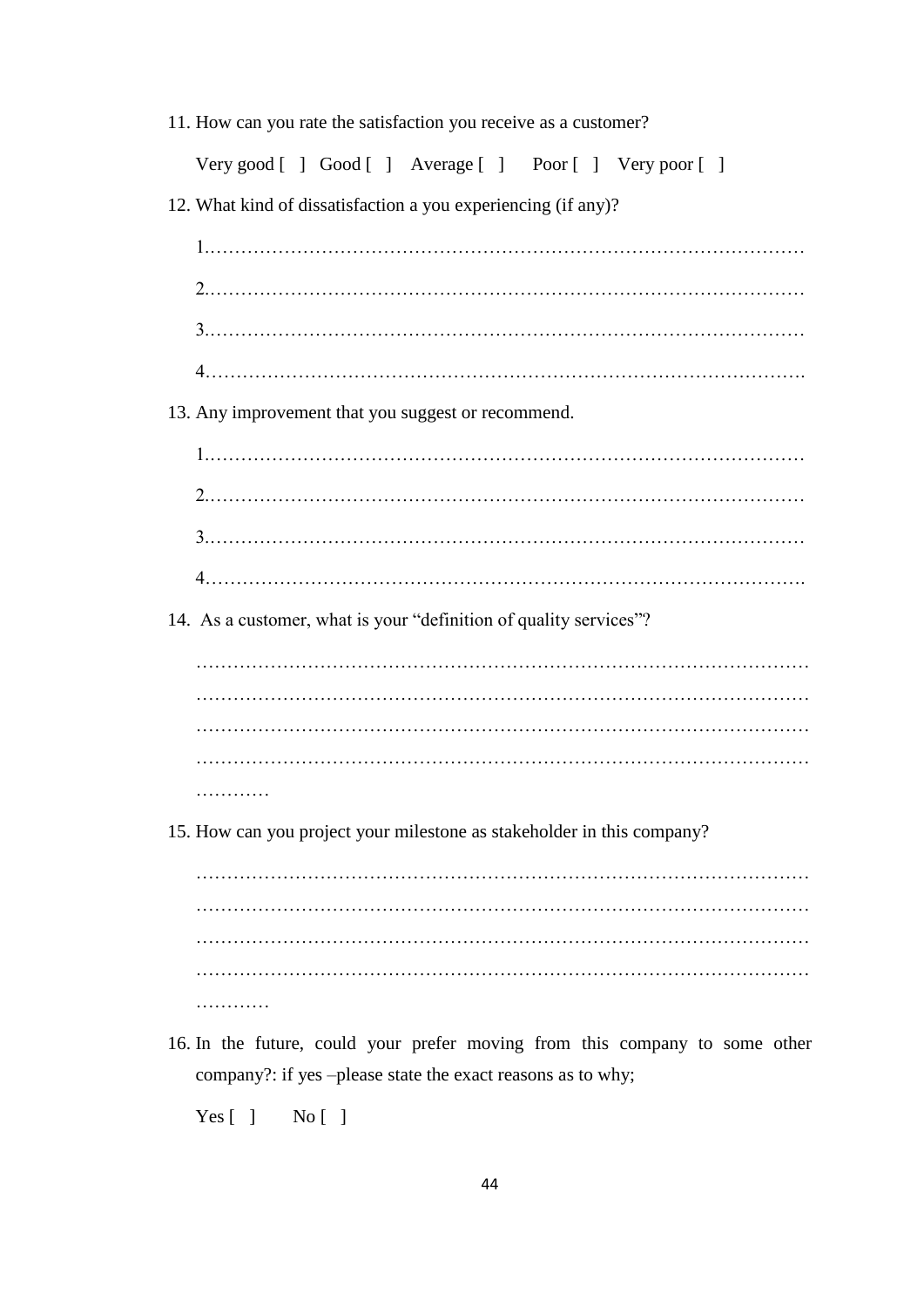11. How can you rate the satisfaction you receive as a customer?

    Very good [ ]   Good [ ]   Average [ ]   Poor [ ]   Very poor [ ]

12. What kind of dissatisfaction a you experiencing (if any)?

    1.…………………………………………………………………………………

    2.…………………………………………………………………………………

    3.…………………………………………………………………………………

    4………………………………………………………………………………….

13. Any improvement that you suggest or recommend.

    1.…………………………………………………………………………………

    2.…………………………………………………………………………………

    3.…………………………………………………………………………………

    4………………………………………………………………………………….

14. As a customer, what is your "definition of quality services"?

    …………………………………………………………………………………………
    …………………………………………………………………………………………
    …………………………………………………………………………………………
    …………………………………………………………………………………………
    …………

15. How can you project your milestone as stakeholder in this company?

    …………………………………………………………………………………………
    …………………………………………………………………………………………
    …………………………………………………………………………………………
    …………………………………………………………………………………………
    …………

16. In the future, could your prefer moving from this company to some other company?: if yes –please state the exact reasons as to why;

    Yes [ ]   No [ ]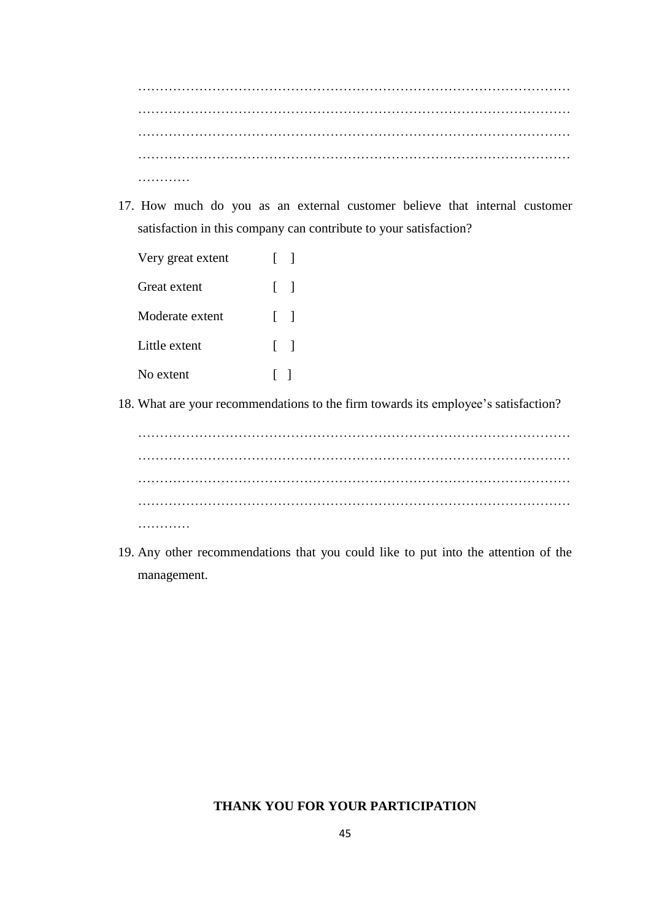…………………………………………………………………………………………
…………………………………………………………………………………………
…………………………………………………………………………………………
…………………………………………………………………………………………
…………

17. How much do you as an external customer believe that internal customer satisfaction in this company can contribute to your satisfaction?

    Very great extent [ ]

    Great extent [ ]

    Moderate extent [ ]

    Little extent [ ]

    No extent [ ]

18. What are your recommendations to the firm towards its employee's satisfaction?

    …………………………………………………………………………………………
    …………………………………………………………………………………………
    …………………………………………………………………………………………
    …………………………………………………………………………………………
    …………

19. Any other recommendations that you could like to put into the attention of the management.

**THANK YOU FOR YOUR PARTICIPATION**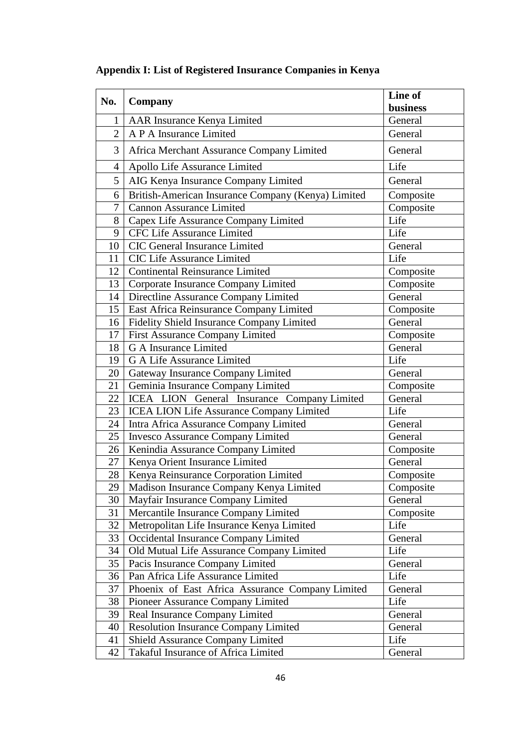**Appendix I: List of Registered Insurance Companies in Kenya**

| No. | Company | Line of business |
|---|---|---|
| 1 | AAR Insurance Kenya Limited | General |
| 2 | A P A Insurance Limited | General |
| 3 | Africa Merchant Assurance Company Limited | General |
| 4 | Apollo Life Assurance Limited | Life |
| 5 | AIG Kenya Insurance Company Limited | General |
| 6 | British-American Insurance Company (Kenya) Limited | Composite |
| 7 | Cannon Assurance Limited | Composite |
| 8 | Capex Life Assurance Company Limited | Life |
| 9 | CFC Life Assurance Limited | Life |
| 10 | CIC General Insurance Limited | General |
| 11 | CIC Life Assurance Limited | Life |
| 12 | Continental Reinsurance Limited | Composite |
| 13 | Corporate Insurance Company Limited | Composite |
| 14 | Directline Assurance Company Limited | General |
| 15 | East Africa Reinsurance Company Limited | Composite |
| 16 | Fidelity Shield Insurance Company Limited | General |
| 17 | First Assurance Company Limited | Composite |
| 18 | G A Insurance Limited | General |
| 19 | G A Life Assurance Limited | Life |
| 20 | Gateway Insurance Company Limited | General |
| 21 | Geminia Insurance Company Limited | Composite |
| 22 | ICEA LION General Insurance Company Limited | General |
| 23 | ICEA LION Life Assurance Company Limited | Life |
| 24 | Intra Africa Assurance Company Limited | General |
| 25 | Invesco Assurance Company Limited | General |
| 26 | Kenindia Assurance Company Limited | Composite |
| 27 | Kenya Orient Insurance Limited | General |
| 28 | Kenya Reinsurance Corporation Limited | Composite |
| 29 | Madison Insurance Company Kenya Limited | Composite |
| 30 | Mayfair Insurance Company Limited | General |
| 31 | Mercantile Insurance Company Limited | Composite |
| 32 | Metropolitan Life Insurance Kenya Limited | Life |
| 33 | Occidental Insurance Company Limited | General |
| 34 | Old Mutual Life Assurance Company Limited | Life |
| 35 | Pacis Insurance Company Limited | General |
| 36 | Pan Africa Life Assurance Limited | Life |
| 37 | Phoenix of East Africa Assurance Company Limited | General |
| 38 | Pioneer Assurance Company Limited | Life |
| 39 | Real Insurance Company Limited | General |
| 40 | Resolution Insurance Company Limited | General |
| 41 | Shield Assurance Company Limited | Life |
| 42 | Takaful Insurance of Africa Limited | General |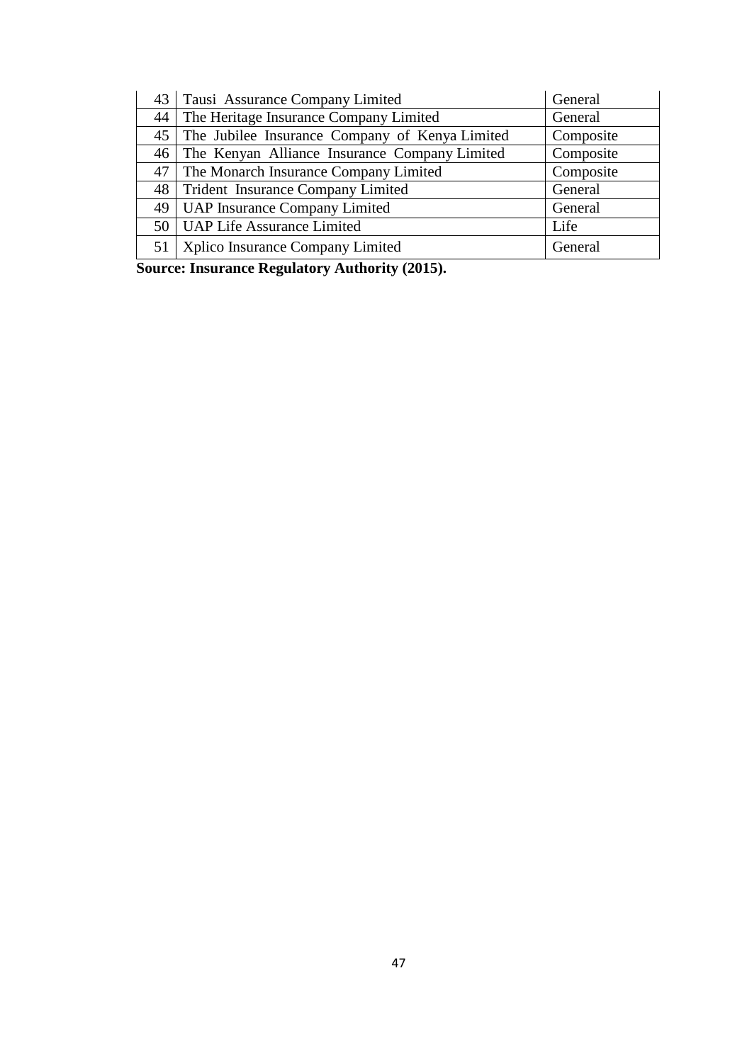| | | |
|---|---|---|
| 43 | Tausi Assurance Company Limited | General |
| 44 | The Heritage Insurance Company Limited | General |
| 45 | The Jubilee Insurance Company of Kenya Limited | Composite |
| 46 | The Kenyan Alliance Insurance Company Limited | Composite |
| 47 | The Monarch Insurance Company Limited | Composite |
| 48 | Trident Insurance Company Limited | General |
| 49 | UAP Insurance Company Limited | General |
| 50 | UAP Life Assurance Limited | Life |
| 51 | Xplico Insurance Company Limited | General |

**Source: Insurance Regulatory Authority (2015).**